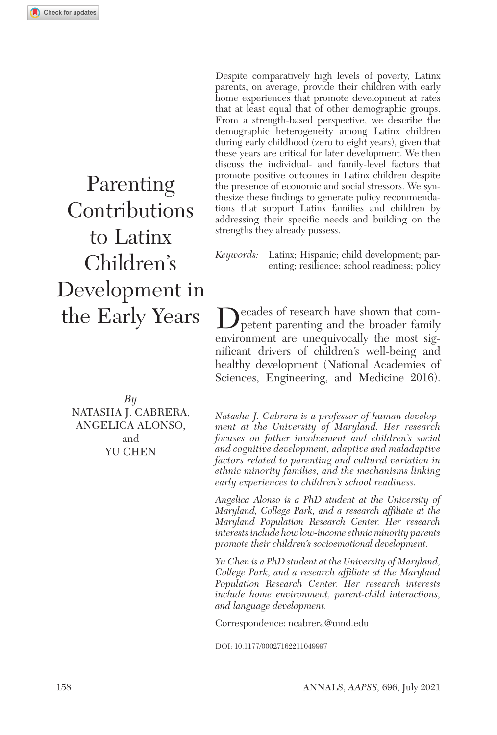# Parenting Contributions to Latinx Children's Development in the Early Years

*By*

NATASHA J. CABRERA, ANGELICA ALONSO, and YU CHEN

Despite comparatively high levels of poverty, Latinx parents, on average, provide their children with early home experiences that promote development at rates that at least equal that of other demographic groups. From a strength-based perspective, we describe the demographic heterogeneity among Latinx children during early childhood (zero to eight years), given that these years are critical for later development. We then discuss the individual- and family-level factors that promote positive outcomes in Latinx children despite the presence of economic and social stressors. We synthesize these findings to generate policy recommendations that support Latinx families and children by addressing their specific needs and building on the strengths they already possess.

*Keywords:* Latinx; Hispanic; child development; parenting; resilience; school readiness; policy

Decades of research have shown that competent parenting and the broader family environment are unequivocally the most significant drivers of children's well-being and healthy development (National Academies of Sciences, Engineering, and Medicine 2016).

*Natasha J. Cabrera is a professor of human development at the University of Maryland. Her research focuses on father involvement and children's social and cognitive development, adaptive and maladaptive factors related to parenting and cultural variation in ethnic minority families, and the mechanisms linking early experiences to children's school readiness.*

*Angelica Alonso is a PhD student at the University of Maryland, College Park, and a research affiliate at the Maryland Population Research Center. Her research interests include how low-income ethnic minority parents promote their children's socioemotional development.*

*Yu Chen is a PhD student at the University of Maryland, College Park, and a research affiliate at the Maryland Population Research Center. Her research interests include home environment, parent-child interactions, and language development.*

Correspondence: ncabrera@umd.edu

DOI: 10.1177/00027162211049997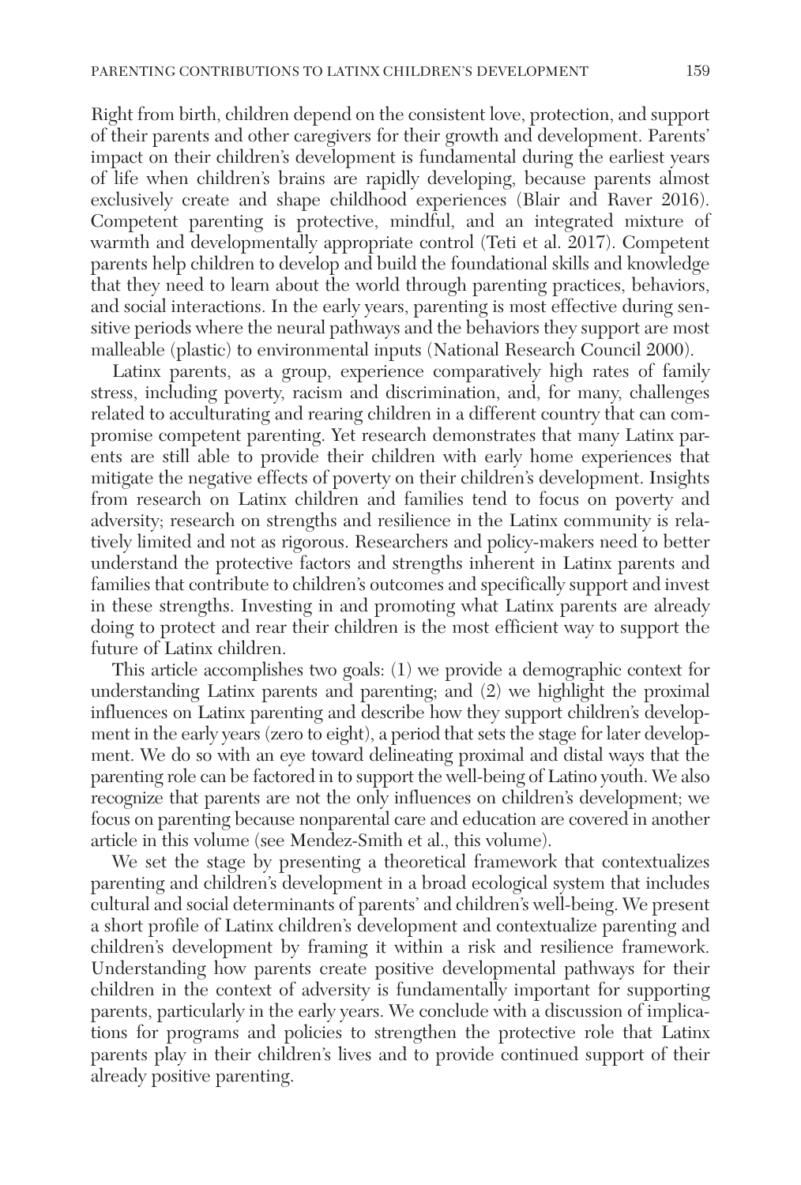Right from birth, children depend on the consistent love, protection, and support of their parents and other caregivers for their growth and development. Parents' impact on their children's development is fundamental during the earliest years of life when children's brains are rapidly developing, because parents almost exclusively create and shape childhood experiences (Blair and Raver 2016). Competent parenting is protective, mindful, and an integrated mixture of warmth and developmentally appropriate control (Teti et al. 2017). Competent parents help children to develop and build the foundational skills and knowledge that they need to learn about the world through parenting practices, behaviors, and social interactions. In the early years, parenting is most effective during sensitive periods where the neural pathways and the behaviors they support are most malleable (plastic) to environmental inputs (National Research Council 2000).

Latinx parents, as a group, experience comparatively high rates of family stress, including poverty, racism and discrimination, and, for many, challenges related to acculturating and rearing children in a different country that can compromise competent parenting. Yet research demonstrates that many Latinx parents are still able to provide their children with early home experiences that mitigate the negative effects of poverty on their children's development. Insights from research on Latinx children and families tend to focus on poverty and adversity; research on strengths and resilience in the Latinx community is relatively limited and not as rigorous. Researchers and policy-makers need to better understand the protective factors and strengths inherent in Latinx parents and families that contribute to children's outcomes and specifically support and invest in these strengths. Investing in and promoting what Latinx parents are already doing to protect and rear their children is the most efficient way to support the future of Latinx children.

This article accomplishes two goals: (1) we provide a demographic context for understanding Latinx parents and parenting; and (2) we highlight the proximal influences on Latinx parenting and describe how they support children's development in the early years (zero to eight), a period that sets the stage for later development. We do so with an eye toward delineating proximal and distal ways that the parenting role can be factored in to support the well-being of Latino youth. We also recognize that parents are not the only influences on children's development; we focus on parenting because nonparental care and education are covered in another article in this volume (see Mendez-Smith et al., this volume).

We set the stage by presenting a theoretical framework that contextualizes parenting and children's development in a broad ecological system that includes cultural and social determinants of parents' and children's well-being. We present a short profile of Latinx children's development and contextualize parenting and children's development by framing it within a risk and resilience framework. Understanding how parents create positive developmental pathways for their children in the context of adversity is fundamentally important for supporting parents, particularly in the early years. We conclude with a discussion of implications for programs and policies to strengthen the protective role that Latinx parents play in their children's lives and to provide continued support of their already positive parenting.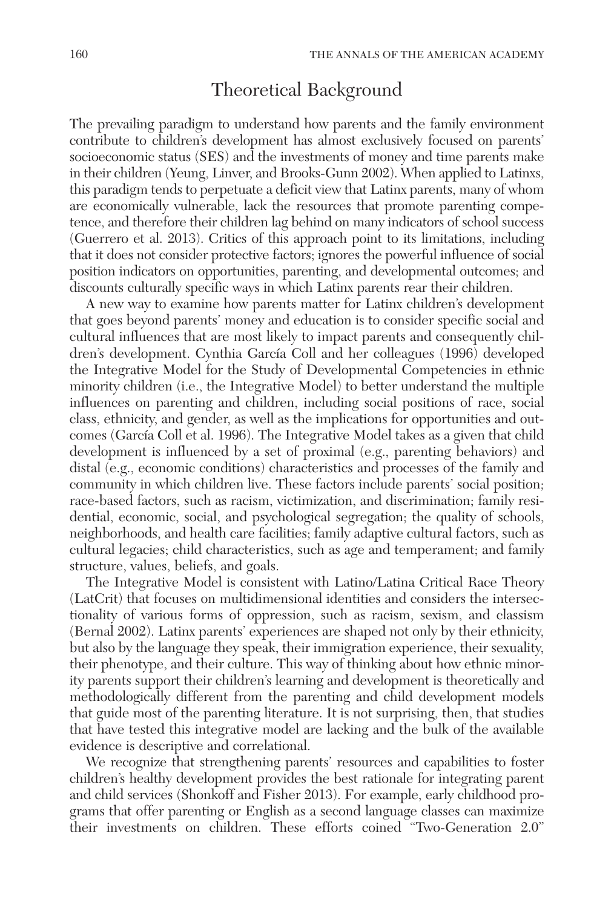## Theoretical Background

The prevailing paradigm to understand how parents and the family environment contribute to children's development has almost exclusively focused on parents' socioeconomic status (SES) and the investments of money and time parents make in their children (Yeung, Linver, and Brooks-Gunn 2002). When applied to Latinxs, this paradigm tends to perpetuate a deficit view that Latinx parents, many of whom are economically vulnerable, lack the resources that promote parenting competence, and therefore their children lag behind on many indicators of school success (Guerrero et al. 2013). Critics of this approach point to its limitations, including that it does not consider protective factors; ignores the powerful influence of social position indicators on opportunities, parenting, and developmental outcomes; and discounts culturally specific ways in which Latinx parents rear their children.

A new way to examine how parents matter for Latinx children's development that goes beyond parents' money and education is to consider specific social and cultural influences that are most likely to impact parents and consequently children's development. Cynthia García Coll and her colleagues (1996) developed the Integrative Model for the Study of Developmental Competencies in ethnic minority children (i.e., the Integrative Model) to better understand the multiple influences on parenting and children, including social positions of race, social class, ethnicity, and gender, as well as the implications for opportunities and outcomes (García Coll et al. 1996). The Integrative Model takes as a given that child development is influenced by a set of proximal (e.g., parenting behaviors) and distal (e.g., economic conditions) characteristics and processes of the family and community in which children live. These factors include parents' social position; race-based factors, such as racism, victimization, and discrimination; family residential, economic, social, and psychological segregation; the quality of schools, neighborhoods, and health care facilities; family adaptive cultural factors, such as cultural legacies; child characteristics, such as age and temperament; and family structure, values, beliefs, and goals.

The Integrative Model is consistent with Latino/Latina Critical Race Theory (LatCrit) that focuses on multidimensional identities and considers the intersectionality of various forms of oppression, such as racism, sexism, and classism (Bernal 2002). Latinx parents' experiences are shaped not only by their ethnicity, but also by the language they speak, their immigration experience, their sexuality, their phenotype, and their culture. This way of thinking about how ethnic minority parents support their children's learning and development is theoretically and methodologically different from the parenting and child development models that guide most of the parenting literature. It is not surprising, then, that studies that have tested this integrative model are lacking and the bulk of the available evidence is descriptive and correlational.

We recognize that strengthening parents' resources and capabilities to foster children's healthy development provides the best rationale for integrating parent and child services (Shonkoff and Fisher 2013). For example, early childhood programs that offer parenting or English as a second language classes can maximize their investments on children. These efforts coined "Two-Generation 2.0"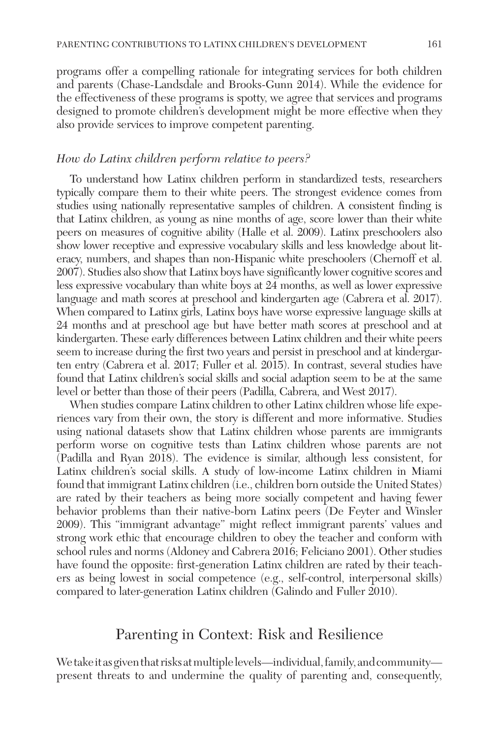programs offer a compelling rationale for integrating services for both children and parents (Chase-Landsdale and Brooks-Gunn 2014). While the evidence for the effectiveness of these programs is spotty, we agree that services and programs designed to promote children's development might be more effective when they also provide services to improve competent parenting.

### *How do Latinx children perform relative to peers?*

To understand how Latinx children perform in standardized tests, researchers typically compare them to their white peers. The strongest evidence comes from studies using nationally representative samples of children. A consistent finding is that Latinx children, as young as nine months of age, score lower than their white peers on measures of cognitive ability (Halle et al. 2009). Latinx preschoolers also show lower receptive and expressive vocabulary skills and less knowledge about literacy, numbers, and shapes than non-Hispanic white preschoolers (Chernoff et al. 2007). Studies also show that Latinx boys have significantly lower cognitive scores and less expressive vocabulary than white boys at 24 months, as well as lower expressive language and math scores at preschool and kindergarten age (Cabrera et al. 2017). When compared to Latinx girls, Latinx boys have worse expressive language skills at 24 months and at preschool age but have better math scores at preschool and at kindergarten. These early differences between Latinx children and their white peers seem to increase during the first two years and persist in preschool and at kindergarten entry (Cabrera et al. 2017; Fuller et al. 2015). In contrast, several studies have found that Latinx children's social skills and social adaption seem to be at the same level or better than those of their peers (Padilla, Cabrera, and West 2017).

When studies compare Latinx children to other Latinx children whose life experiences vary from their own, the story is different and more informative. Studies using national datasets show that Latinx children whose parents are immigrants perform worse on cognitive tests than Latinx children whose parents are not (Padilla and Ryan 2018). The evidence is similar, although less consistent, for Latinx children's social skills. A study of low-income Latinx children in Miami found that immigrant Latinx children (i.e., children born outside the United States) are rated by their teachers as being more socially competent and having fewer behavior problems than their native-born Latinx peers (De Feyter and Winsler 2009). This "immigrant advantage" might reflect immigrant parents' values and strong work ethic that encourage children to obey the teacher and conform with school rules and norms (Aldoney and Cabrera 2016; Feliciano 2001). Other studies have found the opposite: first-generation Latinx children are rated by their teachers as being lowest in social competence (e.g., self-control, interpersonal skills) compared to later-generation Latinx children (Galindo and Fuller 2010).

## Parenting in Context: Risk and Resilience

We take it as given that risks at multiple levels—individual, family, and community—present threats to and undermine the quality of parenting and, consequently,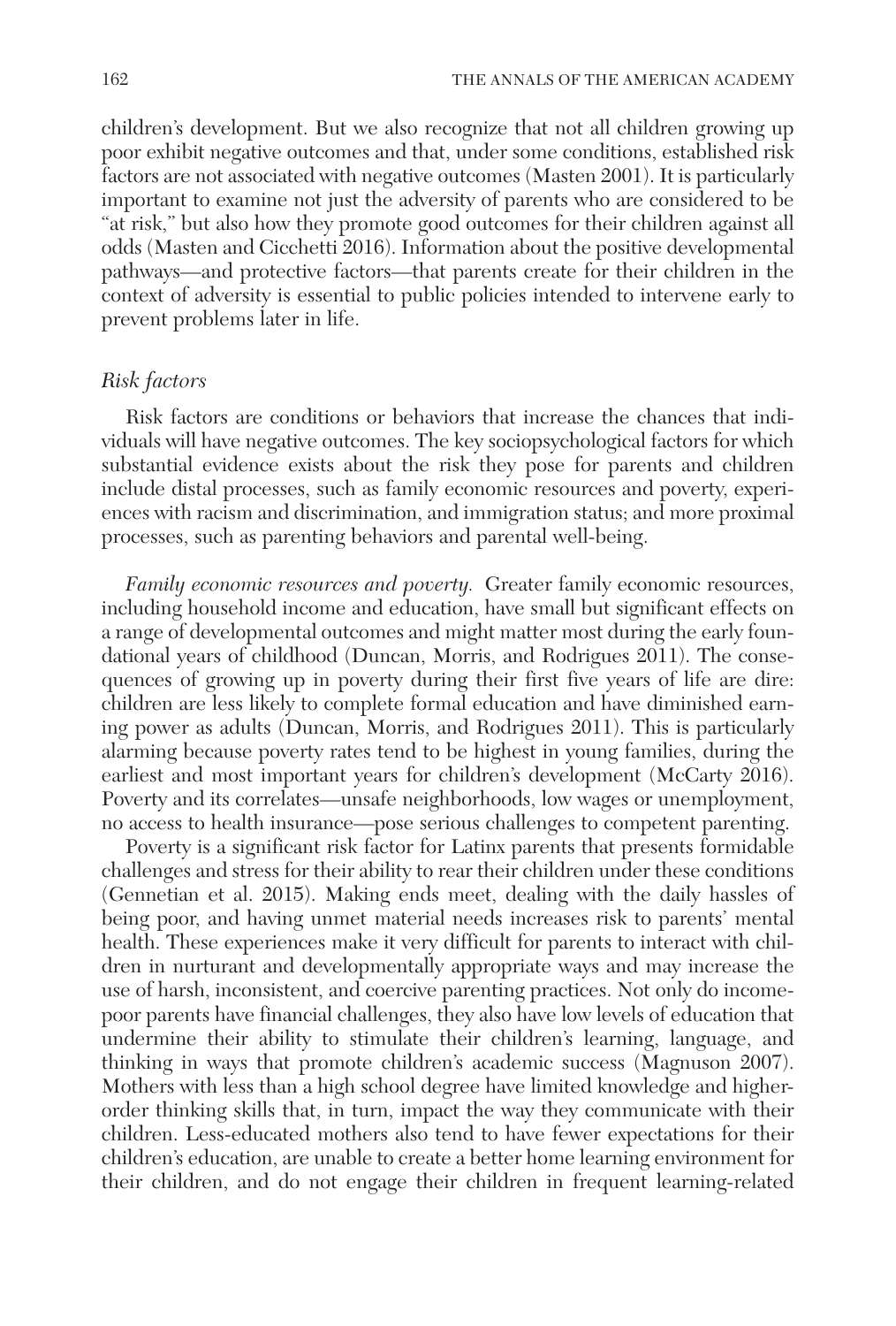children's development. But we also recognize that not all children growing up poor exhibit negative outcomes and that, under some conditions, established risk factors are not associated with negative outcomes (Masten 2001). It is particularly important to examine not just the adversity of parents who are considered to be "at risk," but also how they promote good outcomes for their children against all odds (Masten and Cicchetti 2016). Information about the positive developmental pathways—and protective factors—that parents create for their children in the context of adversity is essential to public policies intended to intervene early to prevent problems later in life.

### *Risk factors*

Risk factors are conditions or behaviors that increase the chances that individuals will have negative outcomes. The key sociopsychological factors for which substantial evidence exists about the risk they pose for parents and children include distal processes, such as family economic resources and poverty, experiences with racism and discrimination, and immigration status; and more proximal processes, such as parenting behaviors and parental well-being.

*Family economic resources and poverty.* Greater family economic resources, including household income and education, have small but significant effects on a range of developmental outcomes and might matter most during the early foundational years of childhood (Duncan, Morris, and Rodrigues 2011). The consequences of growing up in poverty during their first five years of life are dire: children are less likely to complete formal education and have diminished earning power as adults (Duncan, Morris, and Rodrigues 2011). This is particularly alarming because poverty rates tend to be highest in young families, during the earliest and most important years for children's development (McCarty 2016). Poverty and its correlates—unsafe neighborhoods, low wages or unemployment, no access to health insurance—pose serious challenges to competent parenting.

Poverty is a significant risk factor for Latinx parents that presents formidable challenges and stress for their ability to rear their children under these conditions (Gennetian et al. 2015). Making ends meet, dealing with the daily hassles of being poor, and having unmet material needs increases risk to parents' mental health. These experiences make it very difficult for parents to interact with children in nurturant and developmentally appropriate ways and may increase the use of harsh, inconsistent, and coercive parenting practices. Not only do income-poor parents have financial challenges, they also have low levels of education that undermine their ability to stimulate their children's learning, language, and thinking in ways that promote children's academic success (Magnuson 2007). Mothers with less than a high school degree have limited knowledge and higher-order thinking skills that, in turn, impact the way they communicate with their children. Less-educated mothers also tend to have fewer expectations for their children's education, are unable to create a better home learning environment for their children, and do not engage their children in frequent learning-related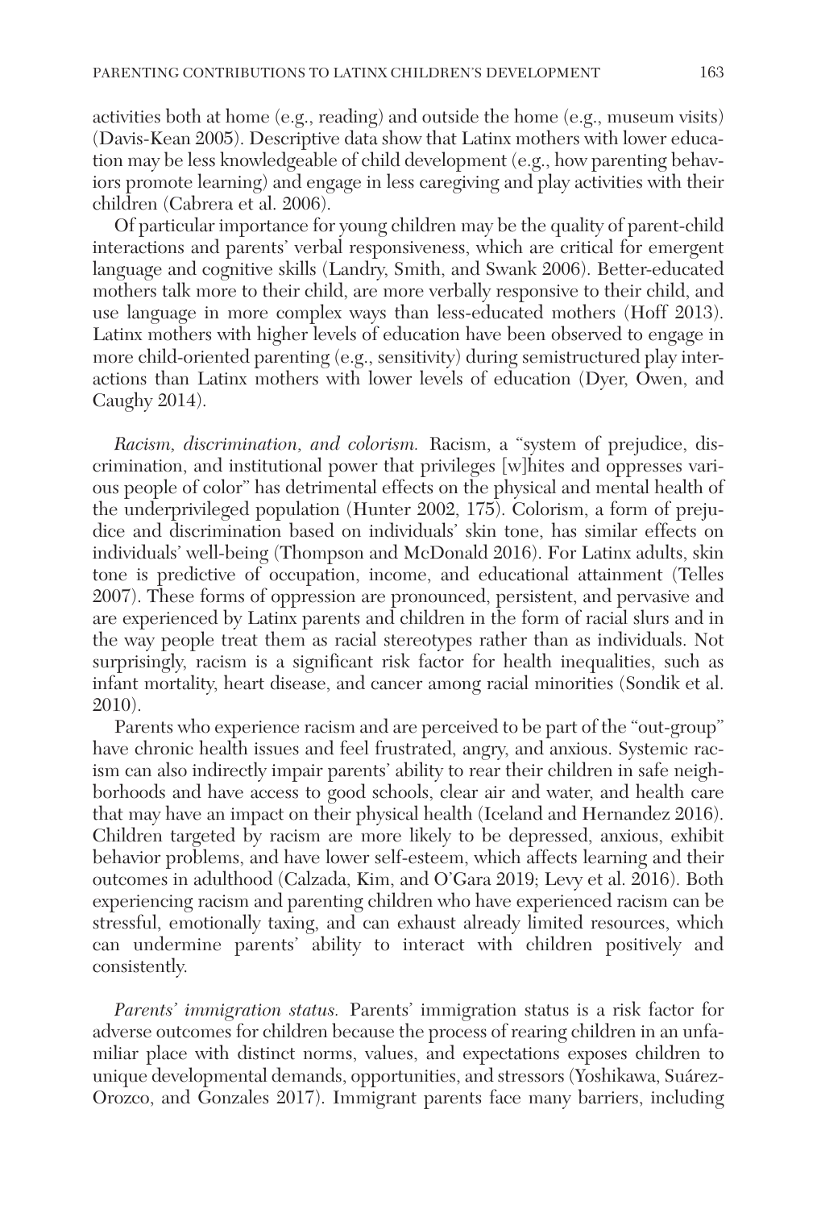activities both at home (e.g., reading) and outside the home (e.g., museum visits) (Davis-Kean 2005). Descriptive data show that Latinx mothers with lower education may be less knowledgeable of child development (e.g., how parenting behaviors promote learning) and engage in less caregiving and play activities with their children (Cabrera et al. 2006).

Of particular importance for young children may be the quality of parent-child interactions and parents' verbal responsiveness, which are critical for emergent language and cognitive skills (Landry, Smith, and Swank 2006). Better-educated mothers talk more to their child, are more verbally responsive to their child, and use language in more complex ways than less-educated mothers (Hoff 2013). Latinx mothers with higher levels of education have been observed to engage in more child-oriented parenting (e.g., sensitivity) during semistructured play interactions than Latinx mothers with lower levels of education (Dyer, Owen, and Caughy 2014).

*Racism, discrimination, and colorism.* Racism, a "system of prejudice, discrimination, and institutional power that privileges [w]hites and oppresses various people of color" has detrimental effects on the physical and mental health of the underprivileged population (Hunter 2002, 175). Colorism, a form of prejudice and discrimination based on individuals' skin tone, has similar effects on individuals' well-being (Thompson and McDonald 2016). For Latinx adults, skin tone is predictive of occupation, income, and educational attainment (Telles 2007). These forms of oppression are pronounced, persistent, and pervasive and are experienced by Latinx parents and children in the form of racial slurs and in the way people treat them as racial stereotypes rather than as individuals. Not surprisingly, racism is a significant risk factor for health inequalities, such as infant mortality, heart disease, and cancer among racial minorities (Sondik et al. 2010).

Parents who experience racism and are perceived to be part of the "out-group" have chronic health issues and feel frustrated, angry, and anxious. Systemic racism can also indirectly impair parents' ability to rear their children in safe neighborhoods and have access to good schools, clear air and water, and health care that may have an impact on their physical health (Iceland and Hernandez 2016). Children targeted by racism are more likely to be depressed, anxious, exhibit behavior problems, and have lower self-esteem, which affects learning and their outcomes in adulthood (Calzada, Kim, and O'Gara 2019; Levy et al. 2016). Both experiencing racism and parenting children who have experienced racism can be stressful, emotionally taxing, and can exhaust already limited resources, which can undermine parents' ability to interact with children positively and consistently.

*Parents' immigration status.* Parents' immigration status is a risk factor for adverse outcomes for children because the process of rearing children in an unfamiliar place with distinct norms, values, and expectations exposes children to unique developmental demands, opportunities, and stressors (Yoshikawa, Suárez-Orozco, and Gonzales 2017). Immigrant parents face many barriers, including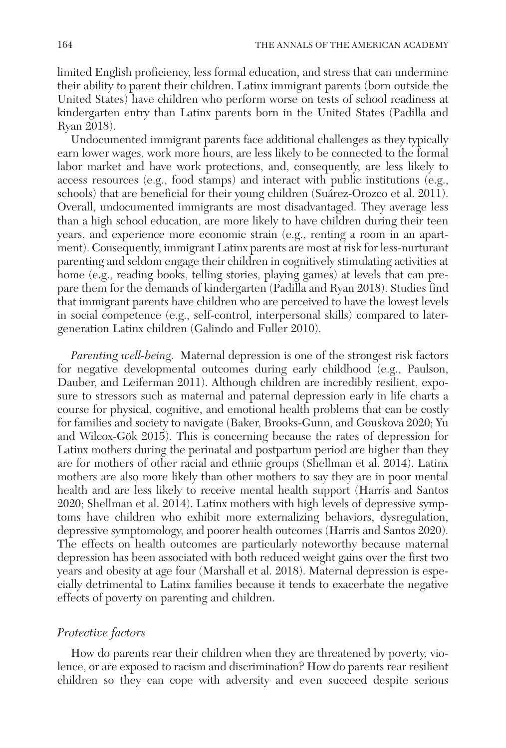limited English proficiency, less formal education, and stress that can undermine their ability to parent their children. Latinx immigrant parents (born outside the United States) have children who perform worse on tests of school readiness at kindergarten entry than Latinx parents born in the United States (Padilla and Ryan 2018).

Undocumented immigrant parents face additional challenges as they typically earn lower wages, work more hours, are less likely to be connected to the formal labor market and have work protections, and, consequently, are less likely to access resources (e.g., food stamps) and interact with public institutions (e.g., schools) that are beneficial for their young children (Suárez-Orozco et al. 2011). Overall, undocumented immigrants are most disadvantaged. They average less than a high school education, are more likely to have children during their teen years, and experience more economic strain (e.g., renting a room in an apartment). Consequently, immigrant Latinx parents are most at risk for less-nurturant parenting and seldom engage their children in cognitively stimulating activities at home (e.g., reading books, telling stories, playing games) at levels that can prepare them for the demands of kindergarten (Padilla and Ryan 2018). Studies find that immigrant parents have children who are perceived to have the lowest levels in social competence (e.g., self-control, interpersonal skills) compared to later-generation Latinx children (Galindo and Fuller 2010).

*Parenting well-being.* Maternal depression is one of the strongest risk factors for negative developmental outcomes during early childhood (e.g., Paulson, Dauber, and Leiferman 2011). Although children are incredibly resilient, exposure to stressors such as maternal and paternal depression early in life charts a course for physical, cognitive, and emotional health problems that can be costly for families and society to navigate (Baker, Brooks-Gunn, and Gouskova 2020; Yu and Wilcox-Gök 2015). This is concerning because the rates of depression for Latinx mothers during the perinatal and postpartum period are higher than they are for mothers of other racial and ethnic groups (Shellman et al. 2014). Latinx mothers are also more likely than other mothers to say they are in poor mental health and are less likely to receive mental health support (Harris and Santos 2020; Shellman et al. 2014). Latinx mothers with high levels of depressive symptoms have children who exhibit more externalizing behaviors, dysregulation, depressive symptomology, and poorer health outcomes (Harris and Santos 2020). The effects on health outcomes are particularly noteworthy because maternal depression has been associated with both reduced weight gains over the first two years and obesity at age four (Marshall et al. 2018). Maternal depression is especially detrimental to Latinx families because it tends to exacerbate the negative effects of poverty on parenting and children.

### *Protective factors*

How do parents rear their children when they are threatened by poverty, violence, or are exposed to racism and discrimination? How do parents rear resilient children so they can cope with adversity and even succeed despite serious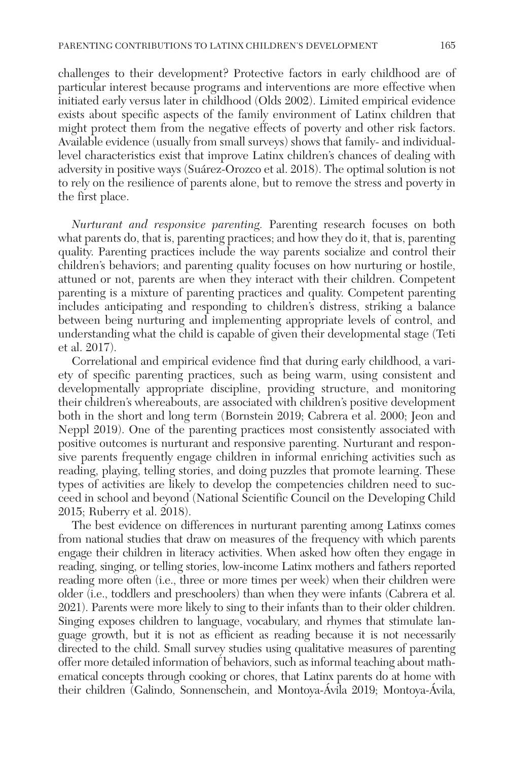challenges to their development? Protective factors in early childhood are of particular interest because programs and interventions are more effective when initiated early versus later in childhood (Olds 2002). Limited empirical evidence exists about specific aspects of the family environment of Latinx children that might protect them from the negative effects of poverty and other risk factors. Available evidence (usually from small surveys) shows that family- and individual-level characteristics exist that improve Latinx children's chances of dealing with adversity in positive ways (Suárez-Orozco et al. 2018). The optimal solution is not to rely on the resilience of parents alone, but to remove the stress and poverty in the first place.

*Nurturant and responsive parenting.* Parenting research focuses on both what parents do, that is, parenting practices; and how they do it, that is, parenting quality. Parenting practices include the way parents socialize and control their children's behaviors; and parenting quality focuses on how nurturing or hostile, attuned or not, parents are when they interact with their children. Competent parenting is a mixture of parenting practices and quality. Competent parenting includes anticipating and responding to children's distress, striking a balance between being nurturing and implementing appropriate levels of control, and understanding what the child is capable of given their developmental stage (Teti et al. 2017).

Correlational and empirical evidence find that during early childhood, a variety of specific parenting practices, such as being warm, using consistent and developmentally appropriate discipline, providing structure, and monitoring their children's whereabouts, are associated with children's positive development both in the short and long term (Bornstein 2019; Cabrera et al. 2000; Jeon and Neppl 2019). One of the parenting practices most consistently associated with positive outcomes is nurturant and responsive parenting. Nurturant and responsive parents frequently engage children in informal enriching activities such as reading, playing, telling stories, and doing puzzles that promote learning. These types of activities are likely to develop the competencies children need to succeed in school and beyond (National Scientific Council on the Developing Child 2015; Ruberry et al. 2018).

The best evidence on differences in nurturant parenting among Latinxs comes from national studies that draw on measures of the frequency with which parents engage their children in literacy activities. When asked how often they engage in reading, singing, or telling stories, low-income Latinx mothers and fathers reported reading more often (i.e., three or more times per week) when their children were older (i.e., toddlers and preschoolers) than when they were infants (Cabrera et al. 2021). Parents were more likely to sing to their infants than to their older children. Singing exposes children to language, vocabulary, and rhymes that stimulate language growth, but it is not as efficient as reading because it is not necessarily directed to the child. Small survey studies using qualitative measures of parenting offer more detailed information of behaviors, such as informal teaching about mathematical concepts through cooking or chores, that Latinx parents do at home with their children (Galindo, Sonnenschein, and Montoya-Ávila 2019; Montoya-Ávila,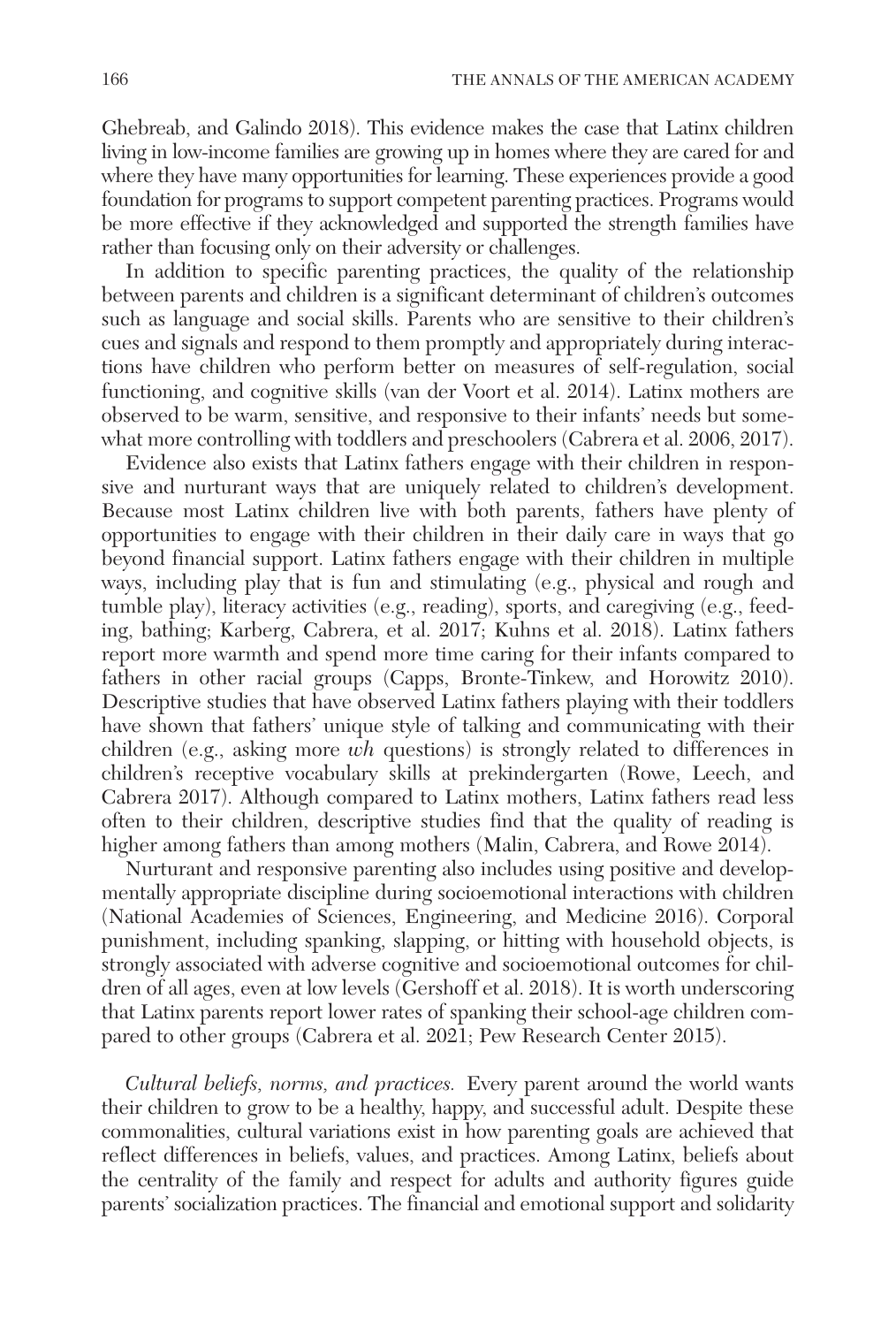Ghebreab, and Galindo 2018). This evidence makes the case that Latinx children living in low-income families are growing up in homes where they are cared for and where they have many opportunities for learning. These experiences provide a good foundation for programs to support competent parenting practices. Programs would be more effective if they acknowledged and supported the strength families have rather than focusing only on their adversity or challenges.

In addition to specific parenting practices, the quality of the relationship between parents and children is a significant determinant of children's outcomes such as language and social skills. Parents who are sensitive to their children's cues and signals and respond to them promptly and appropriately during interactions have children who perform better on measures of self-regulation, social functioning, and cognitive skills (van der Voort et al. 2014). Latinx mothers are observed to be warm, sensitive, and responsive to their infants' needs but somewhat more controlling with toddlers and preschoolers (Cabrera et al. 2006, 2017).

Evidence also exists that Latinx fathers engage with their children in responsive and nurturant ways that are uniquely related to children's development. Because most Latinx children live with both parents, fathers have plenty of opportunities to engage with their children in their daily care in ways that go beyond financial support. Latinx fathers engage with their children in multiple ways, including play that is fun and stimulating (e.g., physical and rough and tumble play), literacy activities (e.g., reading), sports, and caregiving (e.g., feeding, bathing; Karberg, Cabrera, et al. 2017; Kuhns et al. 2018). Latinx fathers report more warmth and spend more time caring for their infants compared to fathers in other racial groups (Capps, Bronte-Tinkew, and Horowitz 2010). Descriptive studies that have observed Latinx fathers playing with their toddlers have shown that fathers' unique style of talking and communicating with their children (e.g., asking more *wh* questions) is strongly related to differences in children's receptive vocabulary skills at prekindergarten (Rowe, Leech, and Cabrera 2017). Although compared to Latinx mothers, Latinx fathers read less often to their children, descriptive studies find that the quality of reading is higher among fathers than among mothers (Malin, Cabrera, and Rowe 2014).

Nurturant and responsive parenting also includes using positive and developmentally appropriate discipline during socioemotional interactions with children (National Academies of Sciences, Engineering, and Medicine 2016). Corporal punishment, including spanking, slapping, or hitting with household objects, is strongly associated with adverse cognitive and socioemotional outcomes for children of all ages, even at low levels (Gershoff et al. 2018). It is worth underscoring that Latinx parents report lower rates of spanking their school-age children compared to other groups (Cabrera et al. 2021; Pew Research Center 2015).

*Cultural beliefs, norms, and practices.* Every parent around the world wants their children to grow to be a healthy, happy, and successful adult. Despite these commonalities, cultural variations exist in how parenting goals are achieved that reflect differences in beliefs, values, and practices. Among Latinx, beliefs about the centrality of the family and respect for adults and authority figures guide parents' socialization practices. The financial and emotional support and solidarity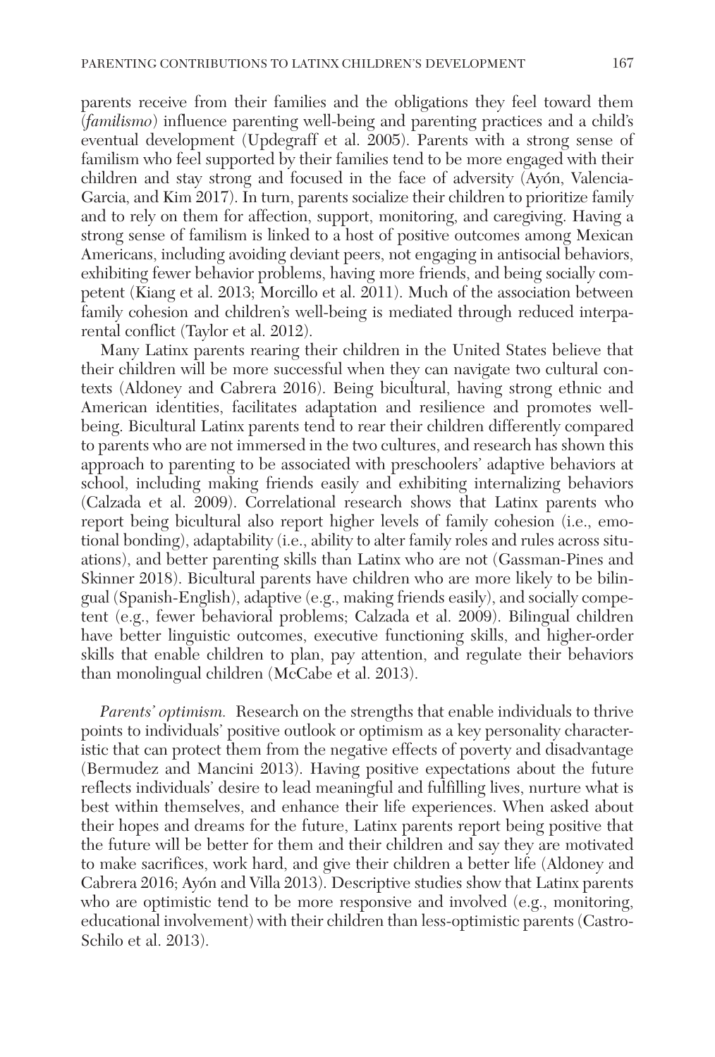parents receive from their families and the obligations they feel toward them (*familismo*) influence parenting well-being and parenting practices and a child's eventual development (Updegraff et al. 2005). Parents with a strong sense of familism who feel supported by their families tend to be more engaged with their children and stay strong and focused in the face of adversity (Ayón, Valencia-Garcia, and Kim 2017). In turn, parents socialize their children to prioritize family and to rely on them for affection, support, monitoring, and caregiving. Having a strong sense of familism is linked to a host of positive outcomes among Mexican Americans, including avoiding deviant peers, not engaging in antisocial behaviors, exhibiting fewer behavior problems, having more friends, and being socially competent (Kiang et al. 2013; Morcillo et al. 2011). Much of the association between family cohesion and children's well-being is mediated through reduced interparental conflict (Taylor et al. 2012).

Many Latinx parents rearing their children in the United States believe that their children will be more successful when they can navigate two cultural contexts (Aldoney and Cabrera 2016). Being bicultural, having strong ethnic and American identities, facilitates adaptation and resilience and promotes well-being. Bicultural Latinx parents tend to rear their children differently compared to parents who are not immersed in the two cultures, and research has shown this approach to parenting to be associated with preschoolers' adaptive behaviors at school, including making friends easily and exhibiting internalizing behaviors (Calzada et al. 2009). Correlational research shows that Latinx parents who report being bicultural also report higher levels of family cohesion (i.e., emotional bonding), adaptability (i.e., ability to alter family roles and rules across situations), and better parenting skills than Latinx who are not (Gassman-Pines and Skinner 2018). Bicultural parents have children who are more likely to be bilingual (Spanish-English), adaptive (e.g., making friends easily), and socially competent (e.g., fewer behavioral problems; Calzada et al. 2009). Bilingual children have better linguistic outcomes, executive functioning skills, and higher-order skills that enable children to plan, pay attention, and regulate their behaviors than monolingual children (McCabe et al. 2013).

*Parents' optimism.* Research on the strengths that enable individuals to thrive points to individuals' positive outlook or optimism as a key personality characteristic that can protect them from the negative effects of poverty and disadvantage (Bermudez and Mancini 2013). Having positive expectations about the future reflects individuals' desire to lead meaningful and fulfilling lives, nurture what is best within themselves, and enhance their life experiences. When asked about their hopes and dreams for the future, Latinx parents report being positive that the future will be better for them and their children and say they are motivated to make sacrifices, work hard, and give their children a better life (Aldoney and Cabrera 2016; Ayón and Villa 2013). Descriptive studies show that Latinx parents who are optimistic tend to be more responsive and involved (e.g., monitoring, educational involvement) with their children than less-optimistic parents (Castro-Schilo et al. 2013).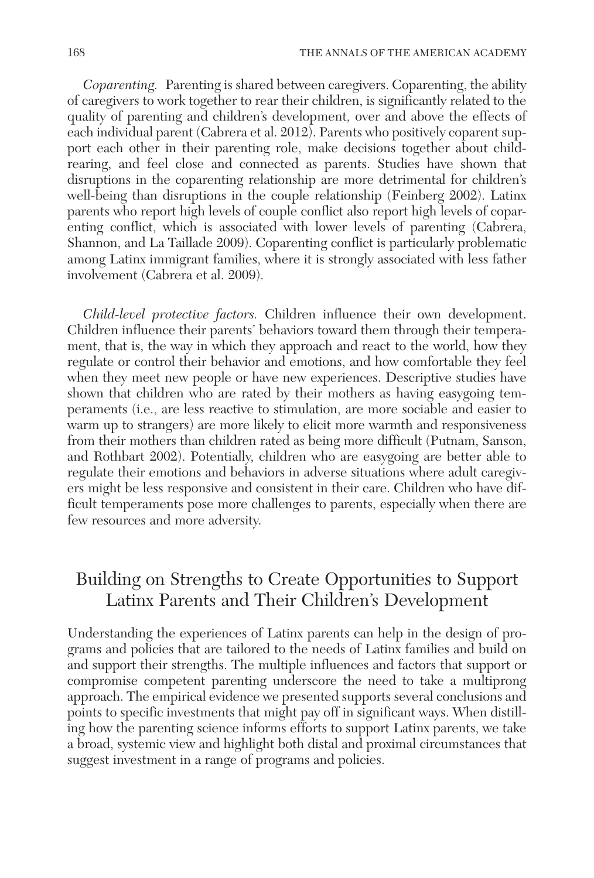*Coparenting.* Parenting is shared between caregivers. Coparenting, the ability of caregivers to work together to rear their children, is significantly related to the quality of parenting and children's development, over and above the effects of each individual parent (Cabrera et al. 2012). Parents who positively coparent support each other in their parenting role, make decisions together about childrearing, and feel close and connected as parents. Studies have shown that disruptions in the coparenting relationship are more detrimental for children's well-being than disruptions in the couple relationship (Feinberg 2002). Latinx parents who report high levels of couple conflict also report high levels of coparenting conflict, which is associated with lower levels of parenting (Cabrera, Shannon, and La Taillade 2009). Coparenting conflict is particularly problematic among Latinx immigrant families, where it is strongly associated with less father involvement (Cabrera et al. 2009).

*Child-level protective factors.* Children influence their own development. Children influence their parents' behaviors toward them through their temperament, that is, the way in which they approach and react to the world, how they regulate or control their behavior and emotions, and how comfortable they feel when they meet new people or have new experiences. Descriptive studies have shown that children who are rated by their mothers as having easygoing temperaments (i.e., are less reactive to stimulation, are more sociable and easier to warm up to strangers) are more likely to elicit more warmth and responsiveness from their mothers than children rated as being more difficult (Putnam, Sanson, and Rothbart 2002). Potentially, children who are easygoing are better able to regulate their emotions and behaviors in adverse situations where adult caregivers might be less responsive and consistent in their care. Children who have difficult temperaments pose more challenges to parents, especially when there are few resources and more adversity.

## Building on Strengths to Create Opportunities to Support Latinx Parents and Their Children's Development

Understanding the experiences of Latinx parents can help in the design of programs and policies that are tailored to the needs of Latinx families and build on and support their strengths. The multiple influences and factors that support or compromise competent parenting underscore the need to take a multiprong approach. The empirical evidence we presented supports several conclusions and points to specific investments that might pay off in significant ways. When distilling how the parenting science informs efforts to support Latinx parents, we take a broad, systemic view and highlight both distal and proximal circumstances that suggest investment in a range of programs and policies.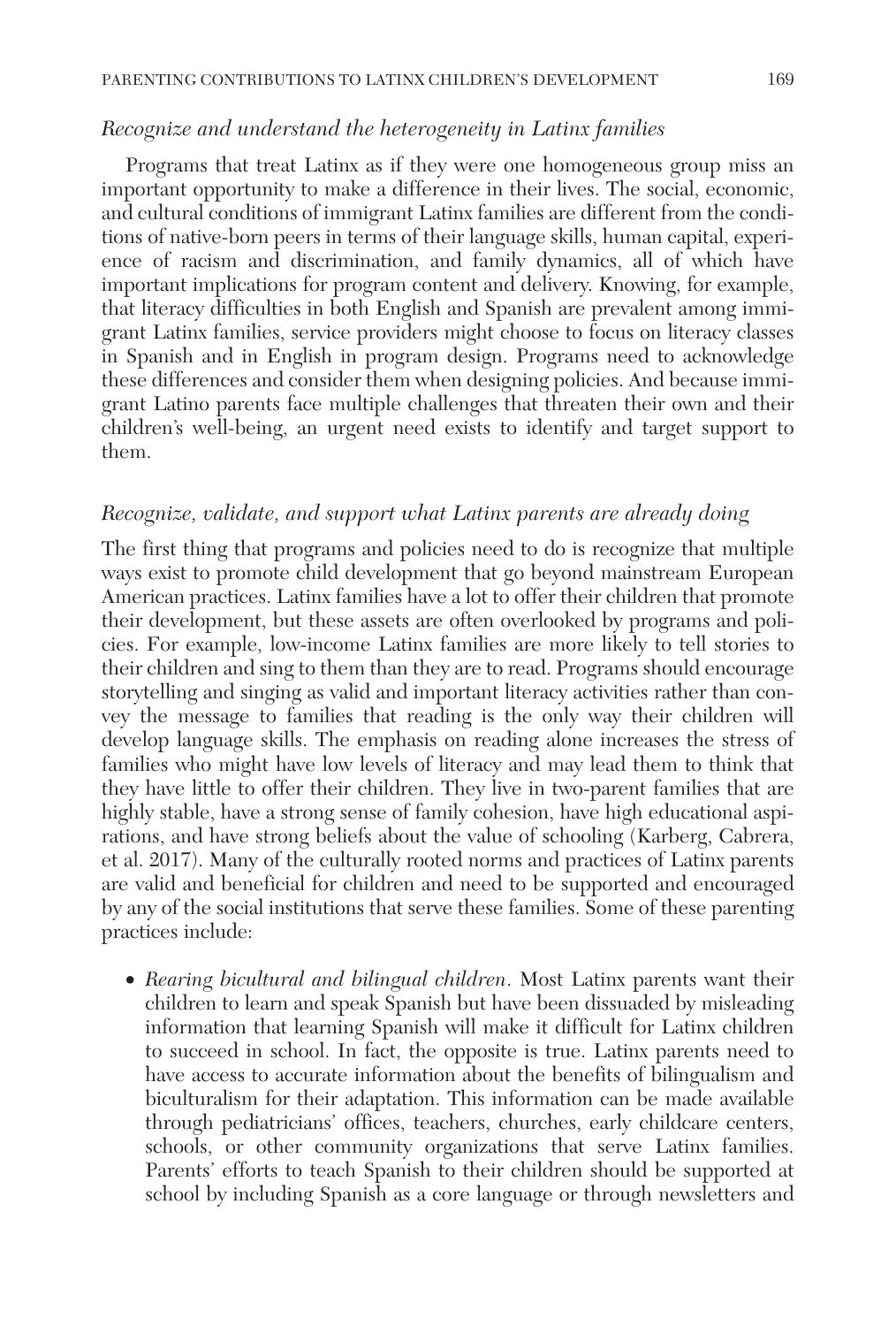### *Recognize and understand the heterogeneity in Latinx families*

Programs that treat Latinx as if they were one homogeneous group miss an important opportunity to make a difference in their lives. The social, economic, and cultural conditions of immigrant Latinx families are different from the conditions of native-born peers in terms of their language skills, human capital, experience of racism and discrimination, and family dynamics, all of which have important implications for program content and delivery. Knowing, for example, that literacy difficulties in both English and Spanish are prevalent among immigrant Latinx families, service providers might choose to focus on literacy classes in Spanish and in English in program design. Programs need to acknowledge these differences and consider them when designing policies. And because immigrant Latino parents face multiple challenges that threaten their own and their children's well-being, an urgent need exists to identify and target support to them.

### *Recognize, validate, and support what Latinx parents are already doing*

The first thing that programs and policies need to do is recognize that multiple ways exist to promote child development that go beyond mainstream European American practices. Latinx families have a lot to offer their children that promote their development, but these assets are often overlooked by programs and policies. For example, low-income Latinx families are more likely to tell stories to their children and sing to them than they are to read. Programs should encourage storytelling and singing as valid and important literacy activities rather than convey the message to families that reading is the only way their children will develop language skills. The emphasis on reading alone increases the stress of families who might have low levels of literacy and may lead them to think that they have little to offer their children. They live in two-parent families that are highly stable, have a strong sense of family cohesion, have high educational aspirations, and have strong beliefs about the value of schooling (Karberg, Cabrera, et al. 2017). Many of the culturally rooted norms and practices of Latinx parents are valid and beneficial for children and need to be supported and encouraged by any of the social institutions that serve these families. Some of these parenting practices include:

- *Rearing bicultural and bilingual children*. Most Latinx parents want their children to learn and speak Spanish but have been dissuaded by misleading information that learning Spanish will make it difficult for Latinx children to succeed in school. In fact, the opposite is true. Latinx parents need to have access to accurate information about the benefits of bilingualism and biculturalism for their adaptation. This information can be made available through pediatricians' offices, teachers, churches, early childcare centers, schools, or other community organizations that serve Latinx families. Parents' efforts to teach Spanish to their children should be supported at school by including Spanish as a core language or through newsletters and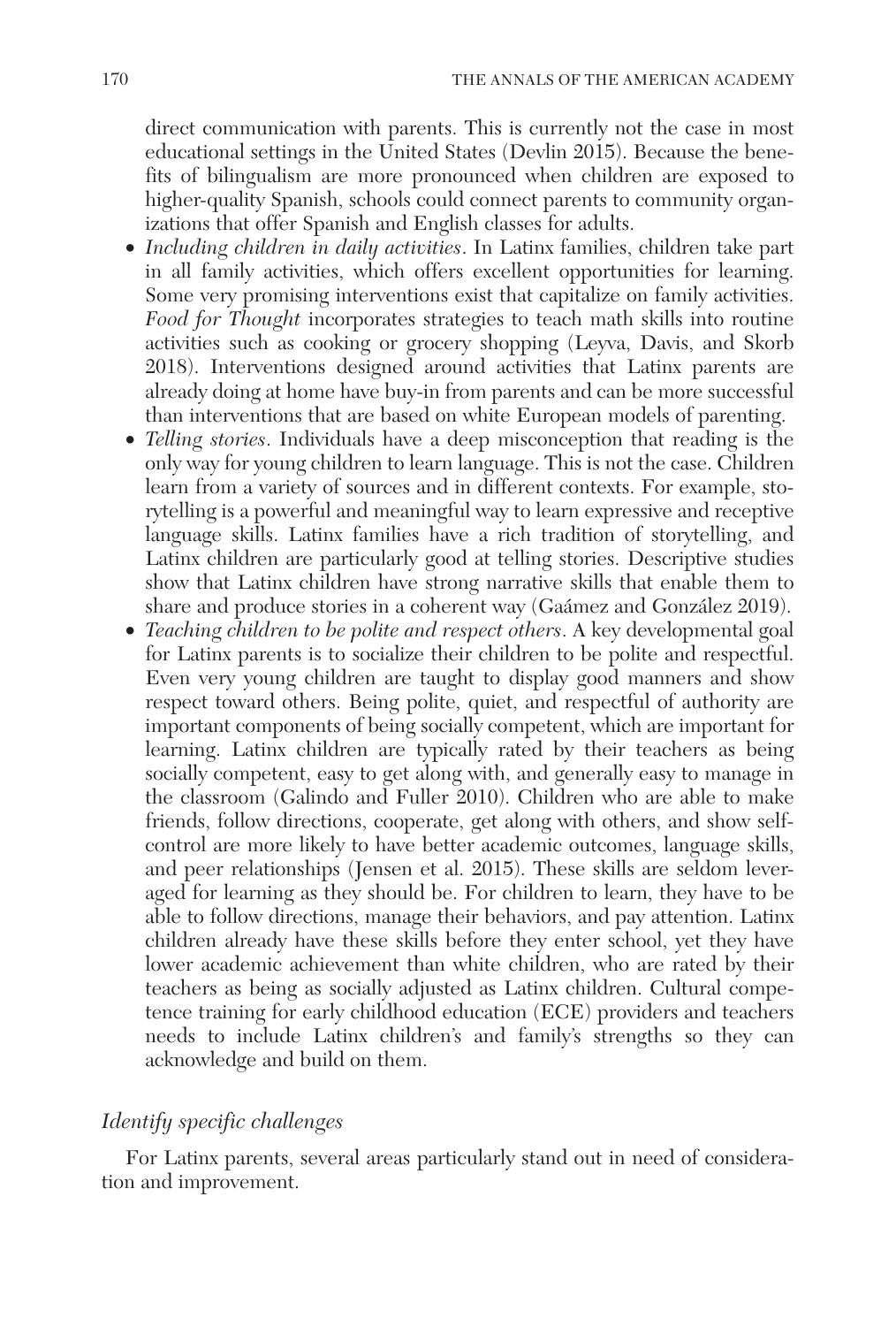direct communication with parents. This is currently not the case in most educational settings in the United States (Devlin 2015). Because the benefits of bilingualism are more pronounced when children are exposed to higher-quality Spanish, schools could connect parents to community organizations that offer Spanish and English classes for adults.

- *Including children in daily activities*. In Latinx families, children take part in all family activities, which offers excellent opportunities for learning. Some very promising interventions exist that capitalize on family activities. *Food for Thought* incorporates strategies to teach math skills into routine activities such as cooking or grocery shopping (Leyva, Davis, and Skorb 2018). Interventions designed around activities that Latinx parents are already doing at home have buy-in from parents and can be more successful than interventions that are based on white European models of parenting.
- *Telling stories*. Individuals have a deep misconception that reading is the only way for young children to learn language. This is not the case. Children learn from a variety of sources and in different contexts. For example, storytelling is a powerful and meaningful way to learn expressive and receptive language skills. Latinx families have a rich tradition of storytelling, and Latinx children are particularly good at telling stories. Descriptive studies show that Latinx children have strong narrative skills that enable them to share and produce stories in a coherent way (Gaámez and González 2019).
- *Teaching children to be polite and respect others*. A key developmental goal for Latinx parents is to socialize their children to be polite and respectful. Even very young children are taught to display good manners and show respect toward others. Being polite, quiet, and respectful of authority are important components of being socially competent, which are important for learning. Latinx children are typically rated by their teachers as being socially competent, easy to get along with, and generally easy to manage in the classroom (Galindo and Fuller 2010). Children who are able to make friends, follow directions, cooperate, get along with others, and show self-control are more likely to have better academic outcomes, language skills, and peer relationships (Jensen et al. 2015). These skills are seldom leveraged for learning as they should be. For children to learn, they have to be able to follow directions, manage their behaviors, and pay attention. Latinx children already have these skills before they enter school, yet they have lower academic achievement than white children, who are rated by their teachers as being as socially adjusted as Latinx children. Cultural competence training for early childhood education (ECE) providers and teachers needs to include Latinx children's and family's strengths so they can acknowledge and build on them.

### *Identify specific challenges*

For Latinx parents, several areas particularly stand out in need of consideration and improvement.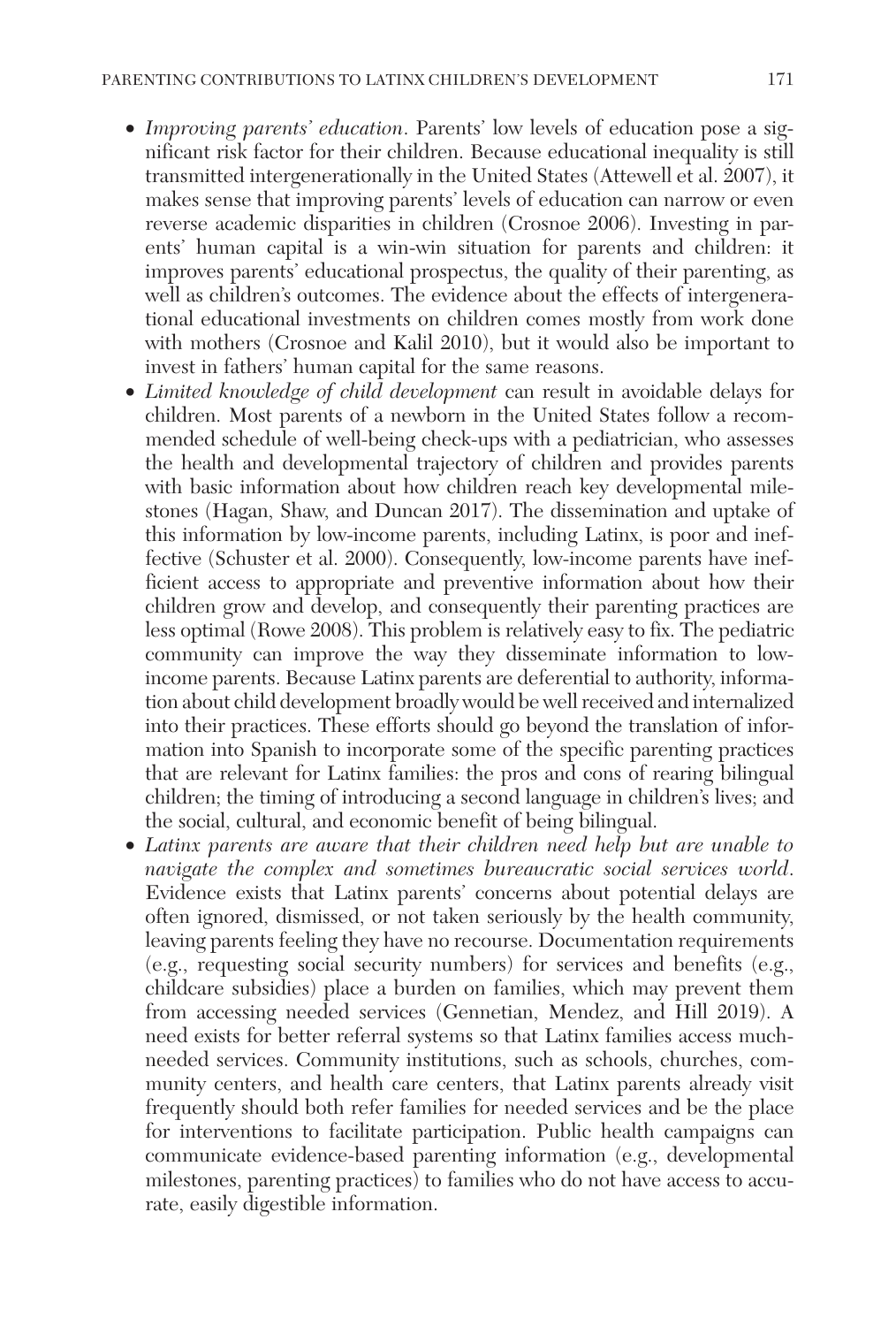- *Improving parents' education*. Parents' low levels of education pose a significant risk factor for their children. Because educational inequality is still transmitted intergenerationally in the United States (Attewell et al. 2007), it makes sense that improving parents' levels of education can narrow or even reverse academic disparities in children (Crosnoe 2006). Investing in parents' human capital is a win-win situation for parents and children: it improves parents' educational prospectus, the quality of their parenting, as well as children's outcomes. The evidence about the effects of intergenerational educational investments on children comes mostly from work done with mothers (Crosnoe and Kalil 2010), but it would also be important to invest in fathers' human capital for the same reasons.
- *Limited knowledge of child development* can result in avoidable delays for children. Most parents of a newborn in the United States follow a recommended schedule of well-being check-ups with a pediatrician, who assesses the health and developmental trajectory of children and provides parents with basic information about how children reach key developmental milestones (Hagan, Shaw, and Duncan 2017). The dissemination and uptake of this information by low-income parents, including Latinx, is poor and ineffective (Schuster et al. 2000). Consequently, low-income parents have inefficient access to appropriate and preventive information about how their children grow and develop, and consequently their parenting practices are less optimal (Rowe 2008). This problem is relatively easy to fix. The pediatric community can improve the way they disseminate information to low-income parents. Because Latinx parents are deferential to authority, information about child development broadly would be well received and internalized into their practices. These efforts should go beyond the translation of information into Spanish to incorporate some of the specific parenting practices that are relevant for Latinx families: the pros and cons of rearing bilingual children; the timing of introducing a second language in children's lives; and the social, cultural, and economic benefit of being bilingual.
- *Latinx parents are aware that their children need help but are unable to navigate the complex and sometimes bureaucratic social services world*. Evidence exists that Latinx parents' concerns about potential delays are often ignored, dismissed, or not taken seriously by the health community, leaving parents feeling they have no recourse. Documentation requirements (e.g., requesting social security numbers) for services and benefits (e.g., childcare subsidies) place a burden on families, which may prevent them from accessing needed services (Gennetian, Mendez, and Hill 2019). A need exists for better referral systems so that Latinx families access much-needed services. Community institutions, such as schools, churches, community centers, and health care centers, that Latinx parents already visit frequently should both refer families for needed services and be the place for interventions to facilitate participation. Public health campaigns can communicate evidence-based parenting information (e.g., developmental milestones, parenting practices) to families who do not have access to accurate, easily digestible information.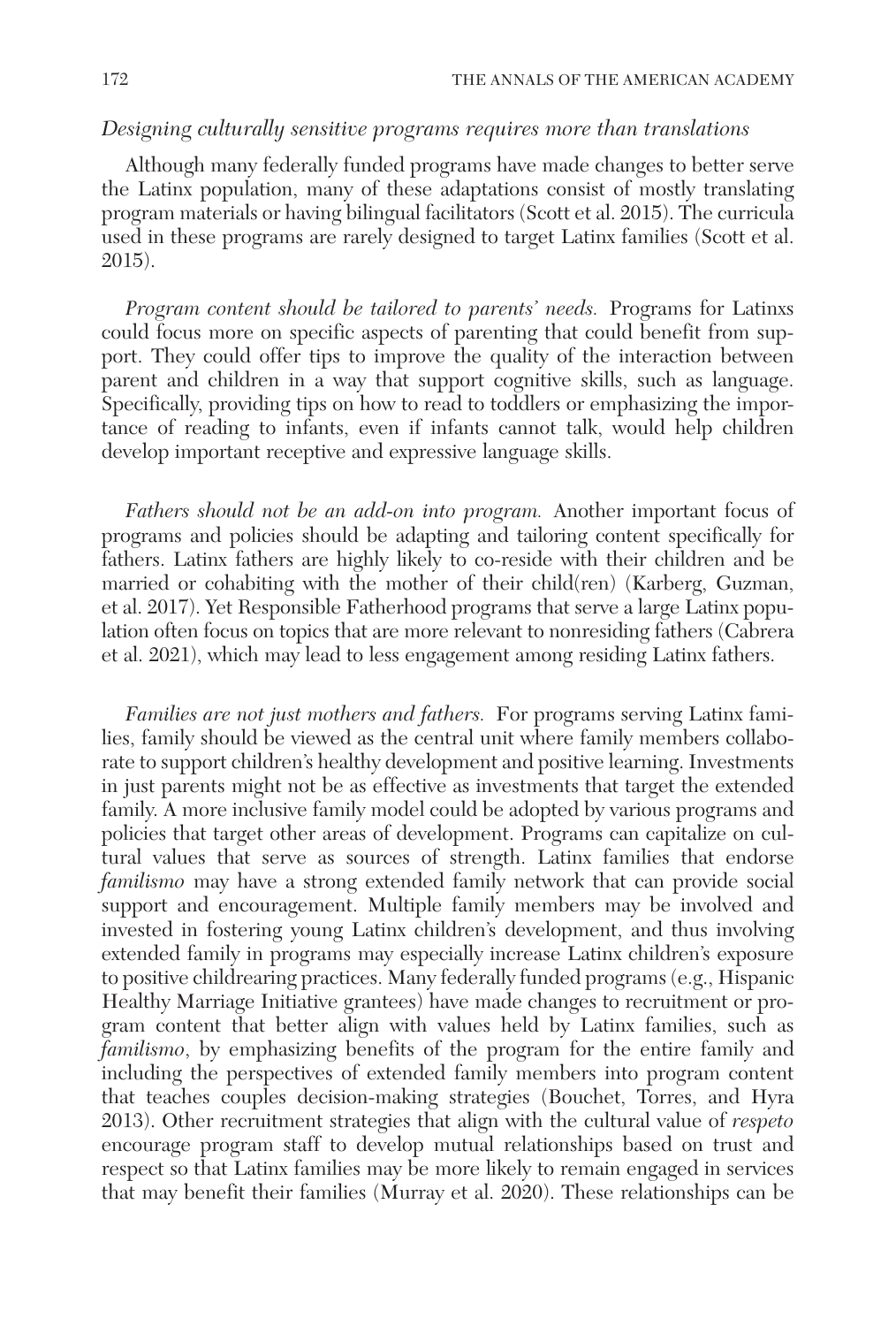*Designing culturally sensitive programs requires more than translations*

Although many federally funded programs have made changes to better serve the Latinx population, many of these adaptations consist of mostly translating program materials or having bilingual facilitators (Scott et al. 2015). The curricula used in these programs are rarely designed to target Latinx families (Scott et al. 2015).

*Program content should be tailored to parents' needs.* Programs for Latinxs could focus more on specific aspects of parenting that could benefit from support. They could offer tips to improve the quality of the interaction between parent and children in a way that support cognitive skills, such as language. Specifically, providing tips on how to read to toddlers or emphasizing the importance of reading to infants, even if infants cannot talk, would help children develop important receptive and expressive language skills.

*Fathers should not be an add-on into program.* Another important focus of programs and policies should be adapting and tailoring content specifically for fathers. Latinx fathers are highly likely to co-reside with their children and be married or cohabiting with the mother of their child(ren) (Karberg, Guzman, et al. 2017). Yet Responsible Fatherhood programs that serve a large Latinx population often focus on topics that are more relevant to nonresiding fathers (Cabrera et al. 2021), which may lead to less engagement among residing Latinx fathers.

*Families are not just mothers and fathers.* For programs serving Latinx families, family should be viewed as the central unit where family members collaborate to support children's healthy development and positive learning. Investments in just parents might not be as effective as investments that target the extended family. A more inclusive family model could be adopted by various programs and policies that target other areas of development. Programs can capitalize on cultural values that serve as sources of strength. Latinx families that endorse *familismo* may have a strong extended family network that can provide social support and encouragement. Multiple family members may be involved and invested in fostering young Latinx children's development, and thus involving extended family in programs may especially increase Latinx children's exposure to positive childrearing practices. Many federally funded programs (e.g., Hispanic Healthy Marriage Initiative grantees) have made changes to recruitment or program content that better align with values held by Latinx families, such as *familismo*, by emphasizing benefits of the program for the entire family and including the perspectives of extended family members into program content that teaches couples decision-making strategies (Bouchet, Torres, and Hyra 2013). Other recruitment strategies that align with the cultural value of *respeto* encourage program staff to develop mutual relationships based on trust and respect so that Latinx families may be more likely to remain engaged in services that may benefit their families (Murray et al. 2020). These relationships can be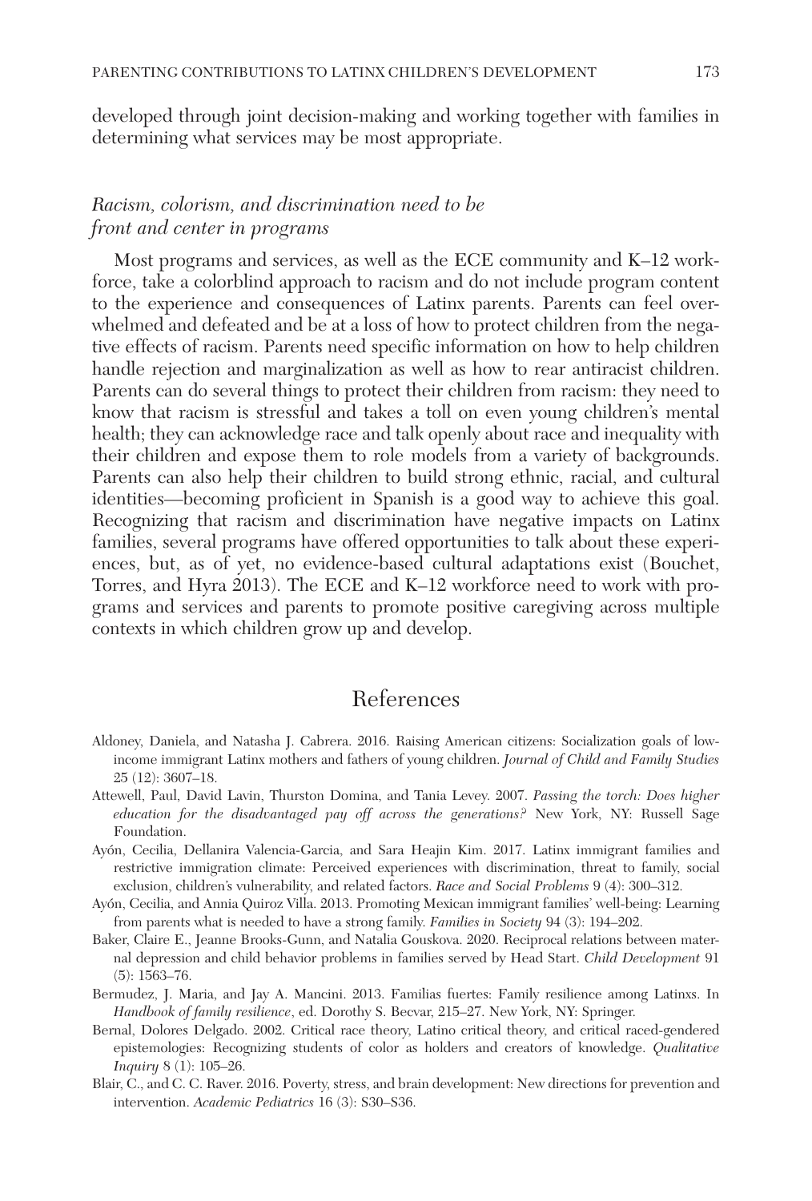developed through joint decision-making and working together with families in determining what services may be most appropriate.

### *Racism, colorism, and discrimination need to be front and center in programs*

Most programs and services, as well as the ECE community and K–12 workforce, take a colorblind approach to racism and do not include program content to the experience and consequences of Latinx parents. Parents can feel overwhelmed and defeated and be at a loss of how to protect children from the negative effects of racism. Parents need specific information on how to help children handle rejection and marginalization as well as how to rear antiracist children. Parents can do several things to protect their children from racism: they need to know that racism is stressful and takes a toll on even young children's mental health; they can acknowledge race and talk openly about race and inequality with their children and expose them to role models from a variety of backgrounds. Parents can also help their children to build strong ethnic, racial, and cultural identities—becoming proficient in Spanish is a good way to achieve this goal. Recognizing that racism and discrimination have negative impacts on Latinx families, several programs have offered opportunities to talk about these experiences, but, as of yet, no evidence-based cultural adaptations exist (Bouchet, Torres, and Hyra 2013). The ECE and K–12 workforce need to work with programs and services and parents to promote positive caregiving across multiple contexts in which children grow up and develop.

## References

Aldoney, Daniela, and Natasha J. Cabrera. 2016. Raising American citizens: Socialization goals of low-income immigrant Latinx mothers and fathers of young children. *Journal of Child and Family Studies* 25 (12): 3607–18.

Attewell, Paul, David Lavin, Thurston Domina, and Tania Levey. 2007. *Passing the torch: Does higher education for the disadvantaged pay off across the generations?* New York, NY: Russell Sage Foundation.

Ayón, Cecilia, Dellanira Valencia-Garcia, and Sara Heajin Kim. 2017. Latinx immigrant families and restrictive immigration climate: Perceived experiences with discrimination, threat to family, social exclusion, children's vulnerability, and related factors. *Race and Social Problems* 9 (4): 300–312.

Ayón, Cecilia, and Annia Quiroz Villa. 2013. Promoting Mexican immigrant families' well-being: Learning from parents what is needed to have a strong family. *Families in Society* 94 (3): 194–202.

Baker, Claire E., Jeanne Brooks-Gunn, and Natalia Gouskova. 2020. Reciprocal relations between maternal depression and child behavior problems in families served by Head Start. *Child Development* 91 (5): 1563–76.

Bermudez, J. Maria, and Jay A. Mancini. 2013. Familias fuertes: Family resilience among Latinxs. In *Handbook of family resilience*, ed. Dorothy S. Becvar, 215–27. New York, NY: Springer.

Bernal, Dolores Delgado. 2002. Critical race theory, Latino critical theory, and critical raced-gendered epistemologies: Recognizing students of color as holders and creators of knowledge. *Qualitative Inquiry* 8 (1): 105–26.

Blair, C., and C. C. Raver. 2016. Poverty, stress, and brain development: New directions for prevention and intervention. *Academic Pediatrics* 16 (3): S30–S36.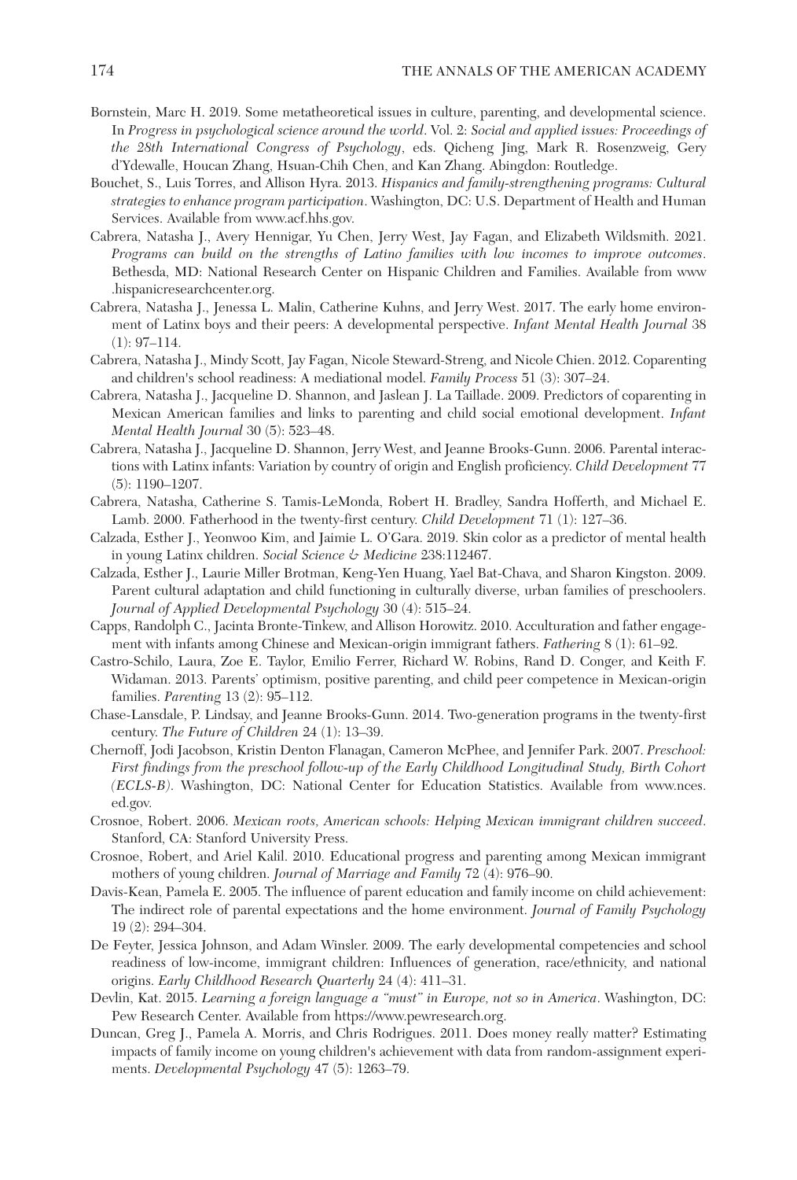Bornstein, Marc H. 2019. Some metatheoretical issues in culture, parenting, and developmental science. In *Progress in psychological science around the world*. Vol. 2: *Social and applied issues: Proceedings of the 28th International Congress of Psychology*, eds. Qicheng Jing, Mark R. Rosenzweig, Gery d'Ydewalle, Houcan Zhang, Hsuan-Chih Chen, and Kan Zhang. Abingdon: Routledge.

Bouchet, S., Luis Torres, and Allison Hyra. 2013. *Hispanics and family-strengthening programs: Cultural strategies to enhance program participation*. Washington, DC: U.S. Department of Health and Human Services. Available from www.acf.hhs.gov.

Cabrera, Natasha J., Avery Hennigar, Yu Chen, Jerry West, Jay Fagan, and Elizabeth Wildsmith. 2021. *Programs can build on the strengths of Latino families with low incomes to improve outcomes*. Bethesda, MD: National Research Center on Hispanic Children and Families. Available from www.hispanicresearchcenter.org.

Cabrera, Natasha J., Jenessa L. Malin, Catherine Kuhns, and Jerry West. 2017. The early home environment of Latinx boys and their peers: A developmental perspective. *Infant Mental Health Journal* 38 (1): 97–114.

Cabrera, Natasha J., Mindy Scott, Jay Fagan, Nicole Steward-Streng, and Nicole Chien. 2012. Coparenting and children's school readiness: A mediational model. *Family Process* 51 (3): 307–24.

Cabrera, Natasha J., Jacqueline D. Shannon, and Jaslean J. La Taillade. 2009. Predictors of coparenting in Mexican American families and links to parenting and child social emotional development. *Infant Mental Health Journal* 30 (5): 523–48.

Cabrera, Natasha J., Jacqueline D. Shannon, Jerry West, and Jeanne Brooks-Gunn. 2006. Parental interactions with Latinx infants: Variation by country of origin and English proficiency. *Child Development* 77 (5): 1190–1207.

Cabrera, Natasha, Catherine S. Tamis-LeMonda, Robert H. Bradley, Sandra Hofferth, and Michael E. Lamb. 2000. Fatherhood in the twenty-first century. *Child Development* 71 (1): 127–36.

Calzada, Esther J., Yeonwoo Kim, and Jaimie L. O'Gara. 2019. Skin color as a predictor of mental health in young Latinx children. *Social Science & Medicine* 238:112467.

Calzada, Esther J., Laurie Miller Brotman, Keng-Yen Huang, Yael Bat-Chava, and Sharon Kingston. 2009. Parent cultural adaptation and child functioning in culturally diverse, urban families of preschoolers. *Journal of Applied Developmental Psychology* 30 (4): 515–24.

Capps, Randolph C., Jacinta Bronte-Tinkew, and Allison Horowitz. 2010. Acculturation and father engagement with infants among Chinese and Mexican-origin immigrant fathers. *Fathering* 8 (1): 61–92.

Castro-Schilo, Laura, Zoe E. Taylor, Emilio Ferrer, Richard W. Robins, Rand D. Conger, and Keith F. Widaman. 2013. Parents' optimism, positive parenting, and child peer competence in Mexican-origin families. *Parenting* 13 (2): 95–112.

Chase-Lansdale, P. Lindsay, and Jeanne Brooks-Gunn. 2014. Two-generation programs in the twenty-first century. *The Future of Children* 24 (1): 13–39.

Chernoff, Jodi Jacobson, Kristin Denton Flanagan, Cameron McPhee, and Jennifer Park. 2007. *Preschool: First findings from the preschool follow-up of the Early Childhood Longitudinal Study, Birth Cohort (ECLS-B)*. Washington, DC: National Center for Education Statistics. Available from www.nces.ed.gov.

Crosnoe, Robert. 2006. *Mexican roots, American schools: Helping Mexican immigrant children succeed*. Stanford, CA: Stanford University Press.

Crosnoe, Robert, and Ariel Kalil. 2010. Educational progress and parenting among Mexican immigrant mothers of young children. *Journal of Marriage and Family* 72 (4): 976–90.

Davis-Kean, Pamela E. 2005. The influence of parent education and family income on child achievement: The indirect role of parental expectations and the home environment. *Journal of Family Psychology* 19 (2): 294–304.

De Feyter, Jessica Johnson, and Adam Winsler. 2009. The early developmental competencies and school readiness of low-income, immigrant children: Influences of generation, race/ethnicity, and national origins. *Early Childhood Research Quarterly* 24 (4): 411–31.

Devlin, Kat. 2015. *Learning a foreign language a "must" in Europe, not so in America*. Washington, DC: Pew Research Center. Available from https://www.pewresearch.org.

Duncan, Greg J., Pamela A. Morris, and Chris Rodrigues. 2011. Does money really matter? Estimating impacts of family income on young children's achievement with data from random-assignment experiments. *Developmental Psychology* 47 (5): 1263–79.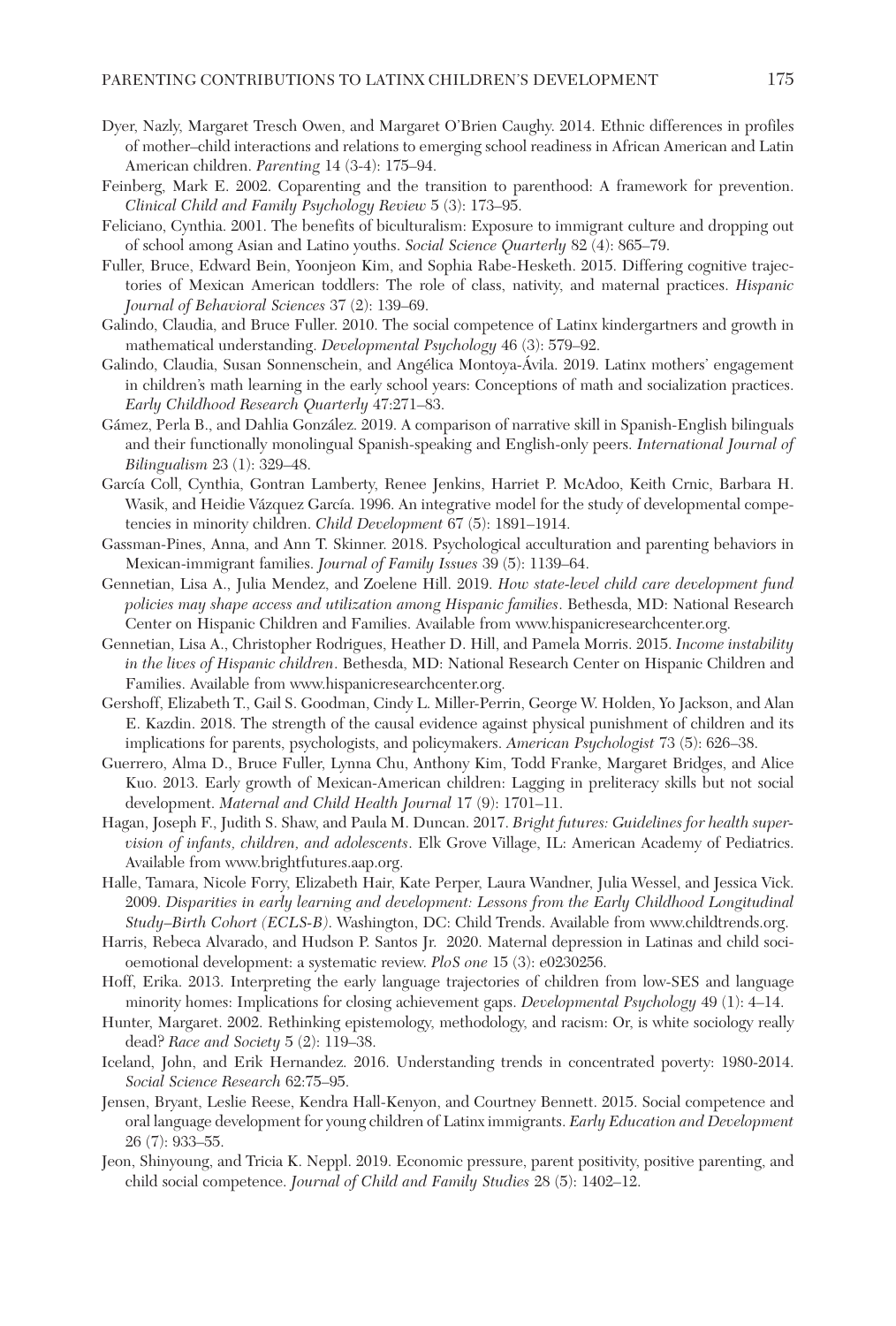Dyer, Nazly, Margaret Tresch Owen, and Margaret O'Brien Caughy. 2014. Ethnic differences in profiles of mother–child interactions and relations to emerging school readiness in African American and Latin American children. *Parenting* 14 (3-4): 175–94.

Feinberg, Mark E. 2002. Coparenting and the transition to parenthood: A framework for prevention. *Clinical Child and Family Psychology Review* 5 (3): 173–95.

Feliciano, Cynthia. 2001. The benefits of biculturalism: Exposure to immigrant culture and dropping out of school among Asian and Latino youths. *Social Science Quarterly* 82 (4): 865–79.

Fuller, Bruce, Edward Bein, Yoonjeon Kim, and Sophia Rabe-Hesketh. 2015. Differing cognitive trajectories of Mexican American toddlers: The role of class, nativity, and maternal practices. *Hispanic Journal of Behavioral Sciences* 37 (2): 139–69.

Galindo, Claudia, and Bruce Fuller. 2010. The social competence of Latinx kindergartners and growth in mathematical understanding. *Developmental Psychology* 46 (3): 579–92.

Galindo, Claudia, Susan Sonnenschein, and Angélica Montoya-Ávila. 2019. Latinx mothers' engagement in children's math learning in the early school years: Conceptions of math and socialization practices. *Early Childhood Research Quarterly* 47:271–83.

Gámez, Perla B., and Dahlia González. 2019. A comparison of narrative skill in Spanish-English bilinguals and their functionally monolingual Spanish-speaking and English-only peers. *International Journal of Bilingualism* 23 (1): 329–48.

García Coll, Cynthia, Gontran Lamberty, Renee Jenkins, Harriet P. McAdoo, Keith Crnic, Barbara H. Wasik, and Heidie Vázquez García. 1996. An integrative model for the study of developmental competencies in minority children. *Child Development* 67 (5): 1891–1914.

Gassman-Pines, Anna, and Ann T. Skinner. 2018. Psychological acculturation and parenting behaviors in Mexican-immigrant families. *Journal of Family Issues* 39 (5): 1139–64.

Gennetian, Lisa A., Julia Mendez, and Zoelene Hill. 2019. *How state-level child care development fund policies may shape access and utilization among Hispanic families*. Bethesda, MD: National Research Center on Hispanic Children and Families. Available from www.hispanicresearchcenter.org.

Gennetian, Lisa A., Christopher Rodrigues, Heather D. Hill, and Pamela Morris. 2015. *Income instability in the lives of Hispanic children*. Bethesda, MD: National Research Center on Hispanic Children and Families. Available from www.hispanicresearchcenter.org.

Gershoff, Elizabeth T., Gail S. Goodman, Cindy L. Miller-Perrin, George W. Holden, Yo Jackson, and Alan E. Kazdin. 2018. The strength of the causal evidence against physical punishment of children and its implications for parents, psychologists, and policymakers. *American Psychologist* 73 (5): 626–38.

Guerrero, Alma D., Bruce Fuller, Lynna Chu, Anthony Kim, Todd Franke, Margaret Bridges, and Alice Kuo. 2013. Early growth of Mexican-American children: Lagging in preliteracy skills but not social development. *Maternal and Child Health Journal* 17 (9): 1701–11.

Hagan, Joseph F., Judith S. Shaw, and Paula M. Duncan. 2017. *Bright futures: Guidelines for health supervision of infants, children, and adolescents*. Elk Grove Village, IL: American Academy of Pediatrics. Available from www.brightfutures.aap.org.

Halle, Tamara, Nicole Forry, Elizabeth Hair, Kate Perper, Laura Wandner, Julia Wessel, and Jessica Vick. 2009. *Disparities in early learning and development: Lessons from the Early Childhood Longitudinal Study–Birth Cohort (ECLS-B)*. Washington, DC: Child Trends. Available from www.childtrends.org.

Harris, Rebeca Alvarado, and Hudson P. Santos Jr. 2020. Maternal depression in Latinas and child socioemotional development: a systematic review. *PloS one* 15 (3): e0230256.

Hoff, Erika. 2013. Interpreting the early language trajectories of children from low-SES and language minority homes: Implications for closing achievement gaps. *Developmental Psychology* 49 (1): 4–14.

Hunter, Margaret. 2002. Rethinking epistemology, methodology, and racism: Or, is white sociology really dead? *Race and Society* 5 (2): 119–38.

Iceland, John, and Erik Hernandez. 2016. Understanding trends in concentrated poverty: 1980-2014. *Social Science Research* 62:75–95.

Jensen, Bryant, Leslie Reese, Kendra Hall-Kenyon, and Courtney Bennett. 2015. Social competence and oral language development for young children of Latinx immigrants. *Early Education and Development* 26 (7): 933–55.

Jeon, Shinyoung, and Tricia K. Neppl. 2019. Economic pressure, parent positivity, positive parenting, and child social competence. *Journal of Child and Family Studies* 28 (5): 1402–12.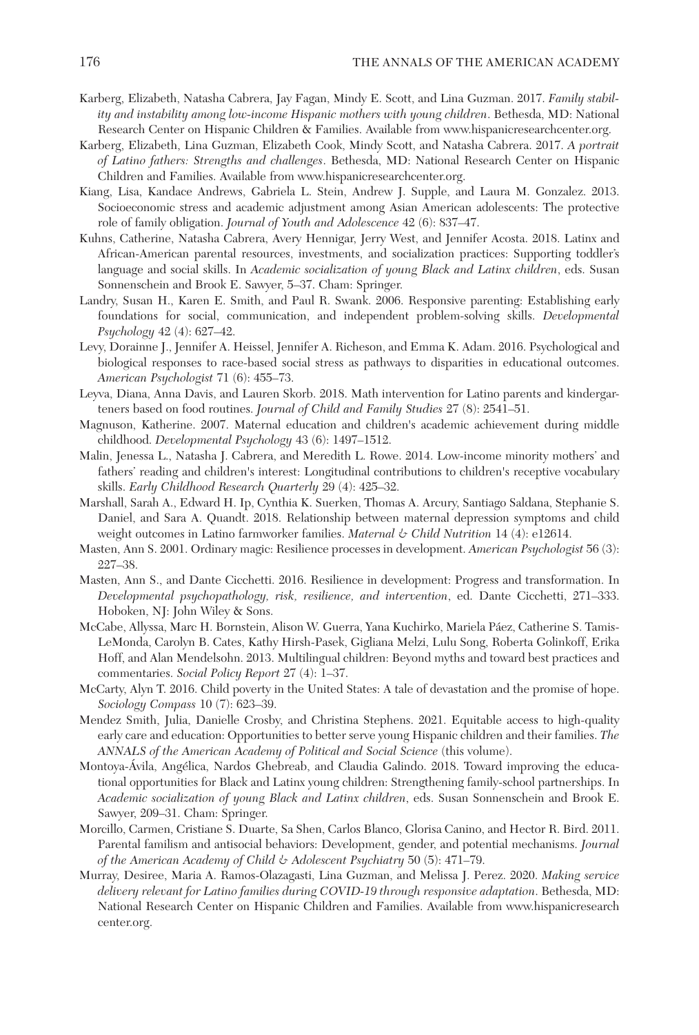Karberg, Elizabeth, Natasha Cabrera, Jay Fagan, Mindy E. Scott, and Lina Guzman. 2017. *Family stability and instability among low-income Hispanic mothers with young children*. Bethesda, MD: National Research Center on Hispanic Children & Families. Available from www.hispanicresearchcenter.org.

Karberg, Elizabeth, Lina Guzman, Elizabeth Cook, Mindy Scott, and Natasha Cabrera. 2017. *A portrait of Latino fathers: Strengths and challenges*. Bethesda, MD: National Research Center on Hispanic Children and Families. Available from www.hispanicresearchcenter.org.

Kiang, Lisa, Kandace Andrews, Gabriela L. Stein, Andrew J. Supple, and Laura M. Gonzalez. 2013. Socioeconomic stress and academic adjustment among Asian American adolescents: The protective role of family obligation. *Journal of Youth and Adolescence* 42 (6): 837–47.

Kuhns, Catherine, Natasha Cabrera, Avery Hennigar, Jerry West, and Jennifer Acosta. 2018. Latinx and African-American parental resources, investments, and socialization practices: Supporting toddler's language and social skills. In *Academic socialization of young Black and Latinx children*, eds. Susan Sonnenschein and Brook E. Sawyer, 5–37. Cham: Springer.

Landry, Susan H., Karen E. Smith, and Paul R. Swank. 2006. Responsive parenting: Establishing early foundations for social, communication, and independent problem-solving skills. *Developmental Psychology* 42 (4): 627–42.

Levy, Dorainne J., Jennifer A. Heissel, Jennifer A. Richeson, and Emma K. Adam. 2016. Psychological and biological responses to race-based social stress as pathways to disparities in educational outcomes. *American Psychologist* 71 (6): 455–73.

Leyva, Diana, Anna Davis, and Lauren Skorb. 2018. Math intervention for Latino parents and kindergarteners based on food routines. *Journal of Child and Family Studies* 27 (8): 2541–51.

Magnuson, Katherine. 2007. Maternal education and children's academic achievement during middle childhood. *Developmental Psychology* 43 (6): 1497–1512.

Malin, Jenessa L., Natasha J. Cabrera, and Meredith L. Rowe. 2014. Low-income minority mothers' and fathers' reading and children's interest: Longitudinal contributions to children's receptive vocabulary skills. *Early Childhood Research Quarterly* 29 (4): 425–32.

Marshall, Sarah A., Edward H. Ip, Cynthia K. Suerken, Thomas A. Arcury, Santiago Saldana, Stephanie S. Daniel, and Sara A. Quandt. 2018. Relationship between maternal depression symptoms and child weight outcomes in Latino farmworker families. *Maternal & Child Nutrition* 14 (4): e12614.

Masten, Ann S. 2001. Ordinary magic: Resilience processes in development. *American Psychologist* 56 (3): 227–38.

Masten, Ann S., and Dante Cicchetti. 2016. Resilience in development: Progress and transformation. In *Developmental psychopathology, risk, resilience, and intervention*, ed. Dante Cicchetti, 271–333. Hoboken, NJ: John Wiley & Sons.

McCabe, Allyssa, Marc H. Bornstein, Alison W. Guerra, Yana Kuchirko, Mariela Páez, Catherine S. Tamis-LeMonda, Carolyn B. Cates, Kathy Hirsh-Pasek, Gigliana Melzi, Lulu Song, Roberta Golinkoff, Erika Hoff, and Alan Mendelsohn. 2013. Multilingual children: Beyond myths and toward best practices and commentaries. *Social Policy Report* 27 (4): 1–37.

McCarty, Alyn T. 2016. Child poverty in the United States: A tale of devastation and the promise of hope. *Sociology Compass* 10 (7): 623–39.

Mendez Smith, Julia, Danielle Crosby, and Christina Stephens. 2021. Equitable access to high-quality early care and education: Opportunities to better serve young Hispanic children and their families. *The ANNALS of the American Academy of Political and Social Science* (this volume).

Montoya-Ávila, Angélica, Nardos Ghebreab, and Claudia Galindo. 2018. Toward improving the educational opportunities for Black and Latinx young children: Strengthening family-school partnerships. In *Academic socialization of young Black and Latinx children*, eds. Susan Sonnenschein and Brook E. Sawyer, 209–31. Cham: Springer.

Morcillo, Carmen, Cristiane S. Duarte, Sa Shen, Carlos Blanco, Glorisa Canino, and Hector R. Bird. 2011. Parental familism and antisocial behaviors: Development, gender, and potential mechanisms. *Journal of the American Academy of Child & Adolescent Psychiatry* 50 (5): 471–79.

Murray, Desiree, Maria A. Ramos-Olazagasti, Lina Guzman, and Melissa J. Perez. 2020. *Making service delivery relevant for Latino families during COVID-19 through responsive adaptation*. Bethesda, MD: National Research Center on Hispanic Children and Families. Available from www.hispanicresearchcenter.org.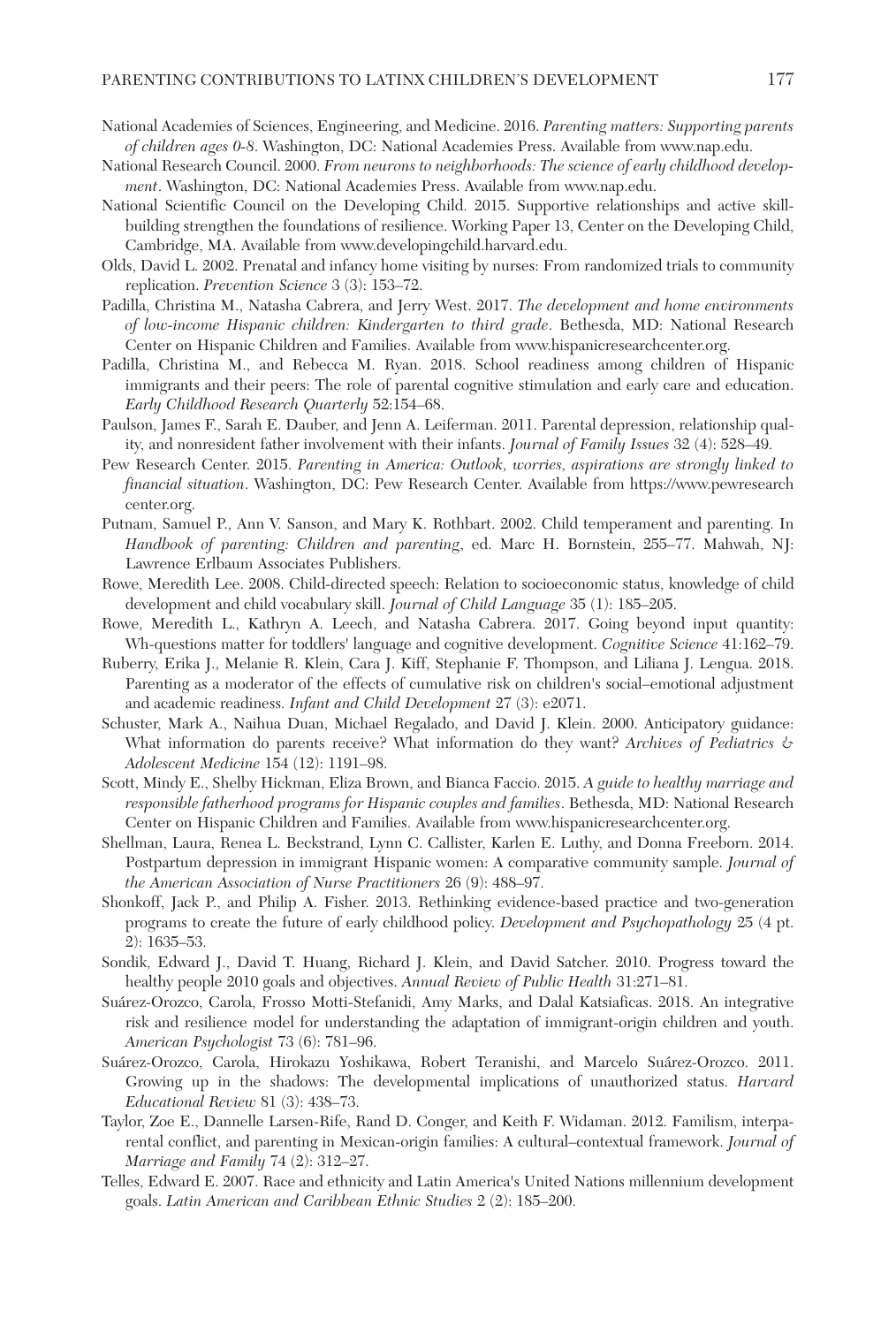National Academies of Sciences, Engineering, and Medicine. 2016. *Parenting matters: Supporting parents of children ages 0-8*. Washington, DC: National Academies Press. Available from www.nap.edu.

National Research Council. 2000. *From neurons to neighborhoods: The science of early childhood development*. Washington, DC: National Academies Press. Available from www.nap.edu.

National Scientific Council on the Developing Child. 2015. Supportive relationships and active skill-building strengthen the foundations of resilience. Working Paper 13, Center on the Developing Child, Cambridge, MA. Available from www.developingchild.harvard.edu.

Olds, David L. 2002. Prenatal and infancy home visiting by nurses: From randomized trials to community replication. *Prevention Science* 3 (3): 153–72.

Padilla, Christina M., Natasha Cabrera, and Jerry West. 2017. *The development and home environments of low-income Hispanic children: Kindergarten to third grade*. Bethesda, MD: National Research Center on Hispanic Children and Families. Available from www.hispanicresearchcenter.org.

Padilla, Christina M., and Rebecca M. Ryan. 2018. School readiness among children of Hispanic immigrants and their peers: The role of parental cognitive stimulation and early care and education. *Early Childhood Research Quarterly* 52:154–68.

Paulson, James F., Sarah E. Dauber, and Jenn A. Leiferman. 2011. Parental depression, relationship quality, and nonresident father involvement with their infants. *Journal of Family Issues* 32 (4): 528–49.

Pew Research Center. 2015. *Parenting in America: Outlook, worries, aspirations are strongly linked to financial situation*. Washington, DC: Pew Research Center. Available from https://www.pewresearch center.org.

Putnam, Samuel P., Ann V. Sanson, and Mary K. Rothbart. 2002. Child temperament and parenting. In *Handbook of parenting: Children and parenting*, ed. Marc H. Bornstein, 255–77. Mahwah, NJ: Lawrence Erlbaum Associates Publishers.

Rowe, Meredith Lee. 2008. Child-directed speech: Relation to socioeconomic status, knowledge of child development and child vocabulary skill. *Journal of Child Language* 35 (1): 185–205.

Rowe, Meredith L., Kathryn A. Leech, and Natasha Cabrera. 2017. Going beyond input quantity: Wh-questions matter for toddlers' language and cognitive development. *Cognitive Science* 41:162–79.

Ruberry, Erika J., Melanie R. Klein, Cara J. Kiff, Stephanie F. Thompson, and Liliana J. Lengua. 2018. Parenting as a moderator of the effects of cumulative risk on children's social–emotional adjustment and academic readiness. *Infant and Child Development* 27 (3): e2071.

Schuster, Mark A., Naihua Duan, Michael Regalado, and David J. Klein. 2000. Anticipatory guidance: What information do parents receive? What information do they want? *Archives of Pediatrics & Adolescent Medicine* 154 (12): 1191–98.

Scott, Mindy E., Shelby Hickman, Eliza Brown, and Bianca Faccio. 2015. *A guide to healthy marriage and responsible fatherhood programs for Hispanic couples and families*. Bethesda, MD: National Research Center on Hispanic Children and Families. Available from www.hispanicresearchcenter.org.

Shellman, Laura, Renea L. Beckstrand, Lynn C. Callister, Karlen E. Luthy, and Donna Freeborn. 2014. Postpartum depression in immigrant Hispanic women: A comparative community sample. *Journal of the American Association of Nurse Practitioners* 26 (9): 488–97.

Shonkoff, Jack P., and Philip A. Fisher. 2013. Rethinking evidence-based practice and two-generation programs to create the future of early childhood policy. *Development and Psychopathology* 25 (4 pt. 2): 1635–53.

Sondik, Edward J., David T. Huang, Richard J. Klein, and David Satcher. 2010. Progress toward the healthy people 2010 goals and objectives. *Annual Review of Public Health* 31:271–81.

Suárez-Orozco, Carola, Frosso Motti-Stefanidi, Amy Marks, and Dalal Katsiaficas. 2018. An integrative risk and resilience model for understanding the adaptation of immigrant-origin children and youth. *American Psychologist* 73 (6): 781–96.

Suárez-Orozco, Carola, Hirokazu Yoshikawa, Robert Teranishi, and Marcelo Suárez-Orozco. 2011. Growing up in the shadows: The developmental implications of unauthorized status. *Harvard Educational Review* 81 (3): 438–73.

Taylor, Zoe E., Dannelle Larsen-Rife, Rand D. Conger, and Keith F. Widaman. 2012. Familism, interparental conflict, and parenting in Mexican-origin families: A cultural–contextual framework. *Journal of Marriage and Family* 74 (2): 312–27.

Telles, Edward E. 2007. Race and ethnicity and Latin America's United Nations millennium development goals. *Latin American and Caribbean Ethnic Studies* 2 (2): 185–200.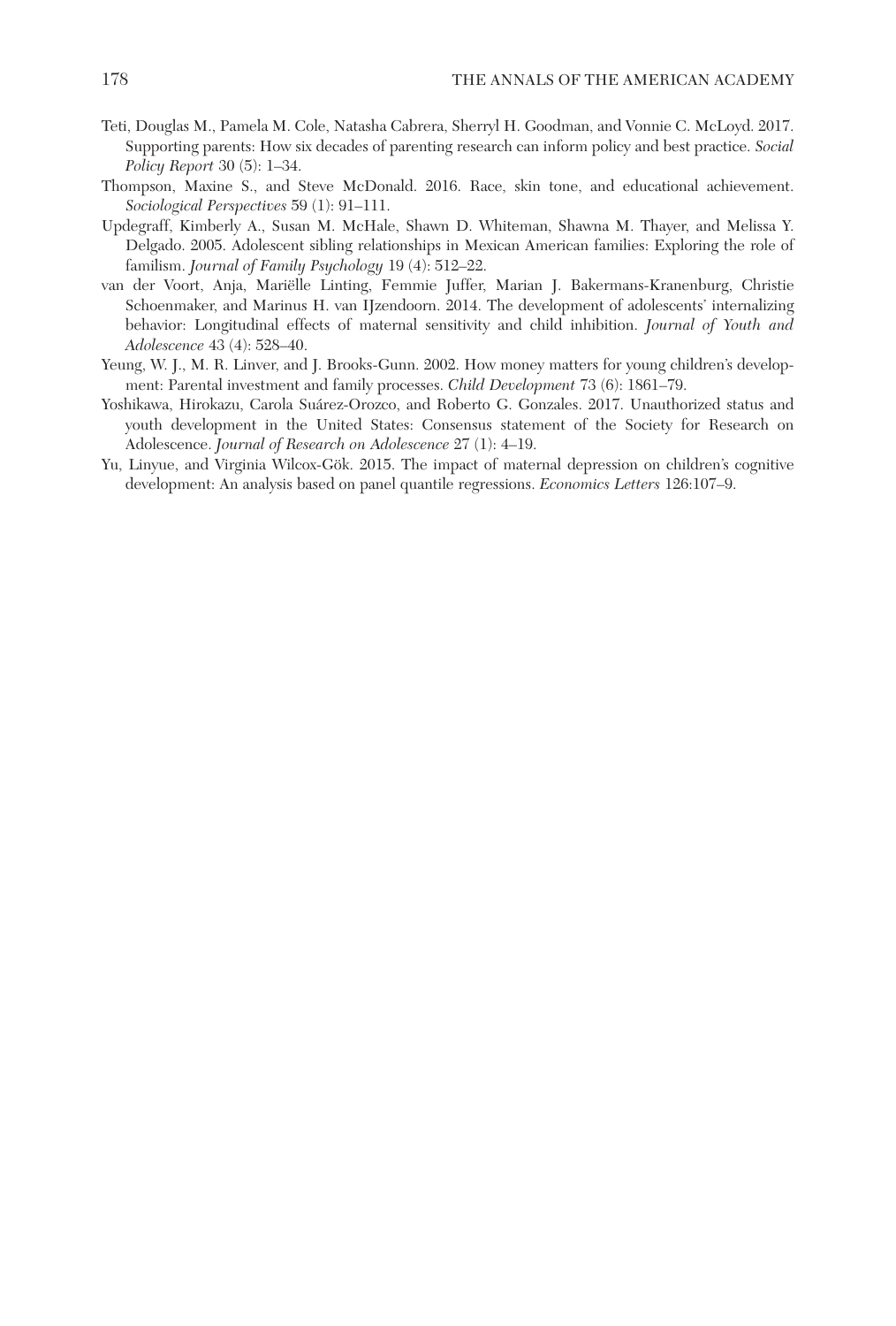Teti, Douglas M., Pamela M. Cole, Natasha Cabrera, Sherryl H. Goodman, and Vonnie C. McLoyd. 2017. Supporting parents: How six decades of parenting research can inform policy and best practice. *Social Policy Report* 30 (5): 1–34.

Thompson, Maxine S., and Steve McDonald. 2016. Race, skin tone, and educational achievement. *Sociological Perspectives* 59 (1): 91–111.

Updegraff, Kimberly A., Susan M. McHale, Shawn D. Whiteman, Shawna M. Thayer, and Melissa Y. Delgado. 2005. Adolescent sibling relationships in Mexican American families: Exploring the role of familism. *Journal of Family Psychology* 19 (4): 512–22.

van der Voort, Anja, Mariëlle Linting, Femmie Juffer, Marian J. Bakermans-Kranenburg, Christie Schoenmaker, and Marinus H. van IJzendoorn. 2014. The development of adolescents' internalizing behavior: Longitudinal effects of maternal sensitivity and child inhibition. *Journal of Youth and Adolescence* 43 (4): 528–40.

Yeung, W. J., M. R. Linver, and J. Brooks-Gunn. 2002. How money matters for young children's development: Parental investment and family processes. *Child Development* 73 (6): 1861–79.

Yoshikawa, Hirokazu, Carola Suárez-Orozco, and Roberto G. Gonzales. 2017. Unauthorized status and youth development in the United States: Consensus statement of the Society for Research on Adolescence. *Journal of Research on Adolescence* 27 (1): 4–19.

Yu, Linyue, and Virginia Wilcox-Gök. 2015. The impact of maternal depression on children's cognitive development: An analysis based on panel quantile regressions. *Economics Letters* 126:107–9.